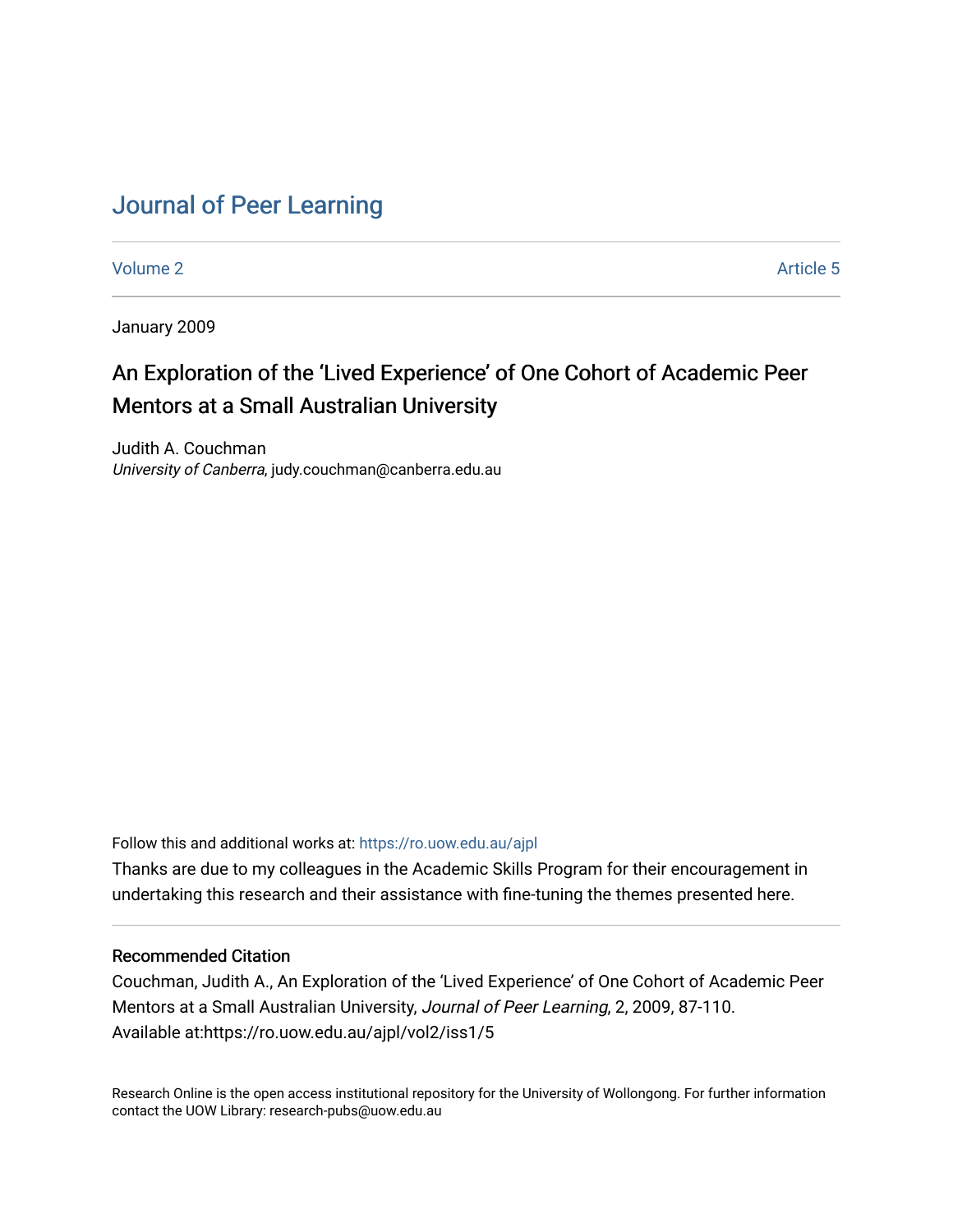# Journal of Peer Learning

Volume 2 Article 5

January 2009

## An Exploration of the 'Lived Experience' of One Cohort of Academic Peer Mentors at a Small Australian University

Judith A. Couchman  
*University of Canberra*, judy.couchman@canberra.edu.au

Follow this and additional works at: https://ro.uow.edu.au/ajpl

Thanks are due to my colleagues in the Academic Skills Program for their encouragement in undertaking this research and their assistance with fine-tuning the themes presented here.

### Recommended Citation

Couchman, Judith A., An Exploration of the 'Lived Experience' of One Cohort of Academic Peer Mentors at a Small Australian University, *Journal of Peer Learning*, 2, 2009, 87-110.  
Available at:https://ro.uow.edu.au/ajpl/vol2/iss1/5

Research Online is the open access institutional repository for the University of Wollongong. For further information contact the UOW Library: research-pubs@uow.edu.au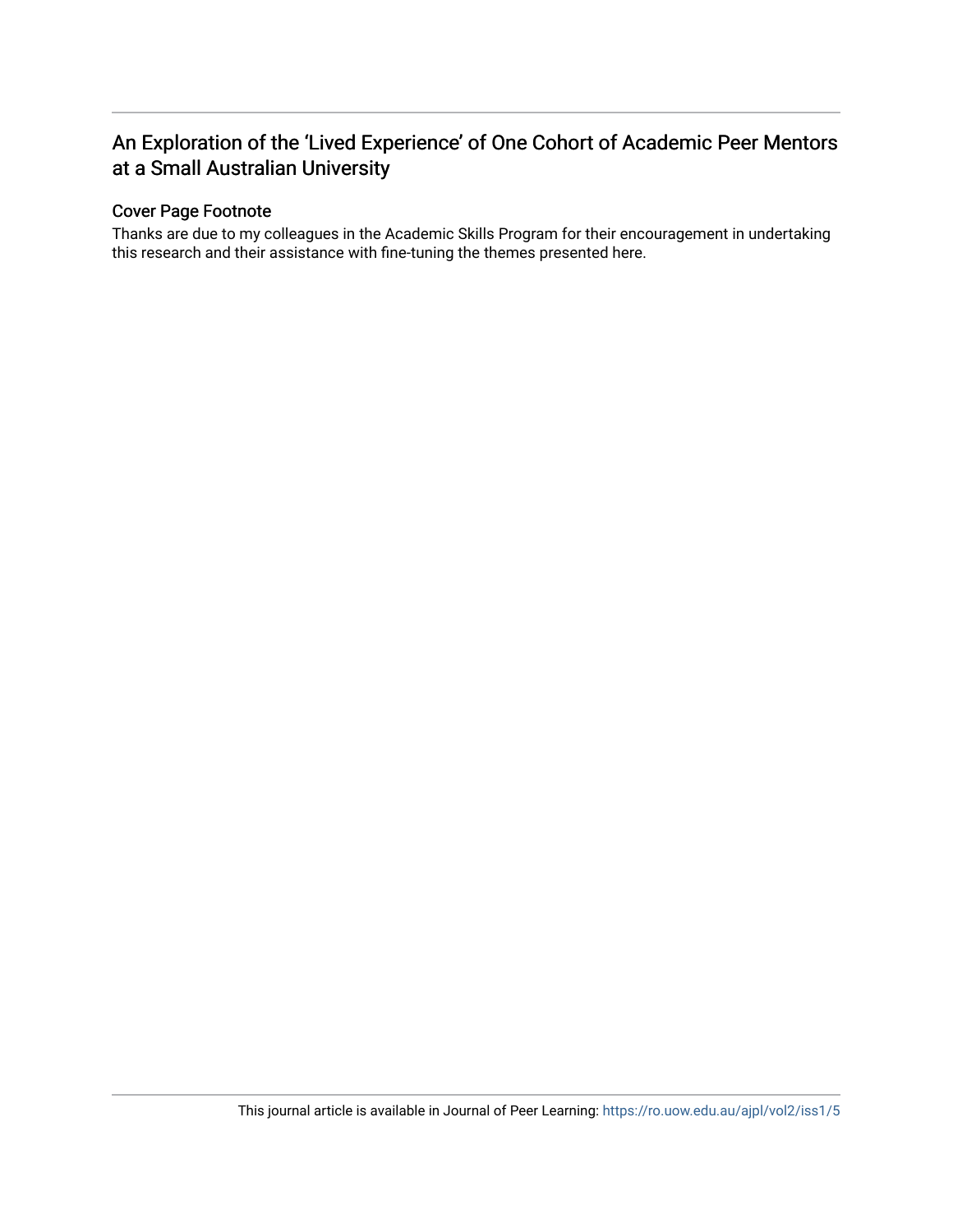## An Exploration of the 'Lived Experience' of One Cohort of Academic Peer Mentors at a Small Australian University

### Cover Page Footnote

Thanks are due to my colleagues in the Academic Skills Program for their encouragement in undertaking this research and their assistance with fine-tuning the themes presented here.

This journal article is available in Journal of Peer Learning: https://ro.uow.edu.au/ajpl/vol2/iss1/5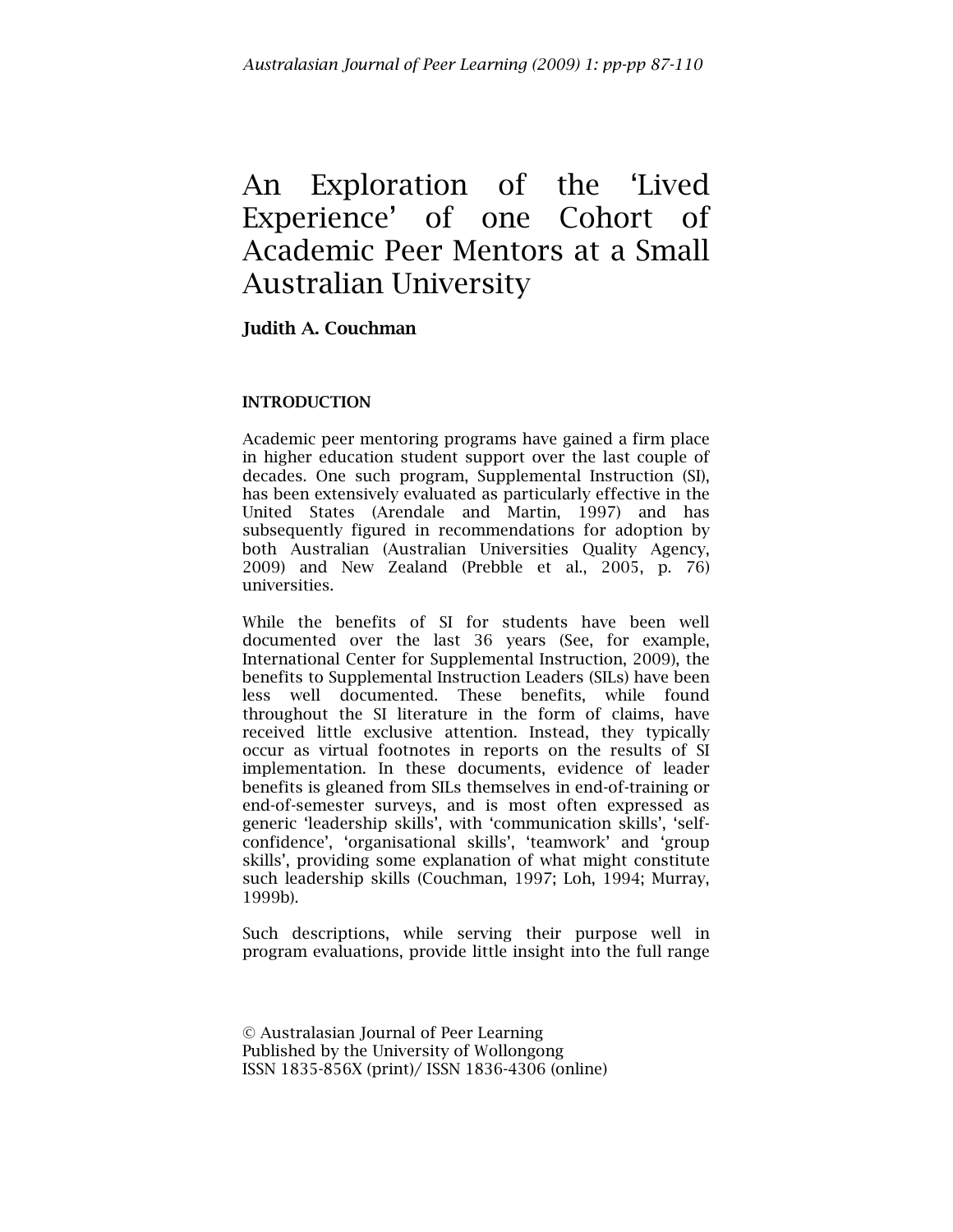// The journal citation header "Australasian Journal of Peer Learning (2009) 1: pp-pp 87-110" at the top of the page is omitted as repeated journal metadata (rule 6).
# An Exploration of the 'Lived Experience' of one Cohort of Academic Peer Mentors at a Small Australian University

**Judith A. Couchman**

## INTRODUCTION

Academic peer mentoring programs have gained a firm place in higher education student support over the last couple of decades. One such program, Supplemental Instruction (SI), has been extensively evaluated as particularly effective in the United States (Arendale and Martin, 1997) and has subsequently figured in recommendations for adoption by both Australian (Australian Universities Quality Agency, 2009) and New Zealand (Prebble et al., 2005, p. 76) universities.

While the benefits of SI for students have been well documented over the last 36 years (See, for example, International Center for Supplemental Instruction, 2009), the benefits to Supplemental Instruction Leaders (SILs) have been less well documented. These benefits, while found throughout the SI literature in the form of claims, have received little exclusive attention. Instead, they typically occur as virtual footnotes in reports on the results of SI implementation. In these documents, evidence of leader benefits is gleaned from SILs themselves in end-of-training or end-of-semester surveys, and is most often expressed as generic 'leadership skills', with 'communication skills', 'self-confidence', 'organisational skills', 'teamwork' and 'group skills', providing some explanation of what might constitute such leadership skills (Couchman, 1997; Loh, 1994; Murray, 1999b).

Such descriptions, while serving their purpose well in program evaluations, provide little insight into the full range

© Australasian Journal of Peer Learning
Published by the University of Wollongong
ISSN 1835-856X (print)/ ISSN 1836-4306 (online)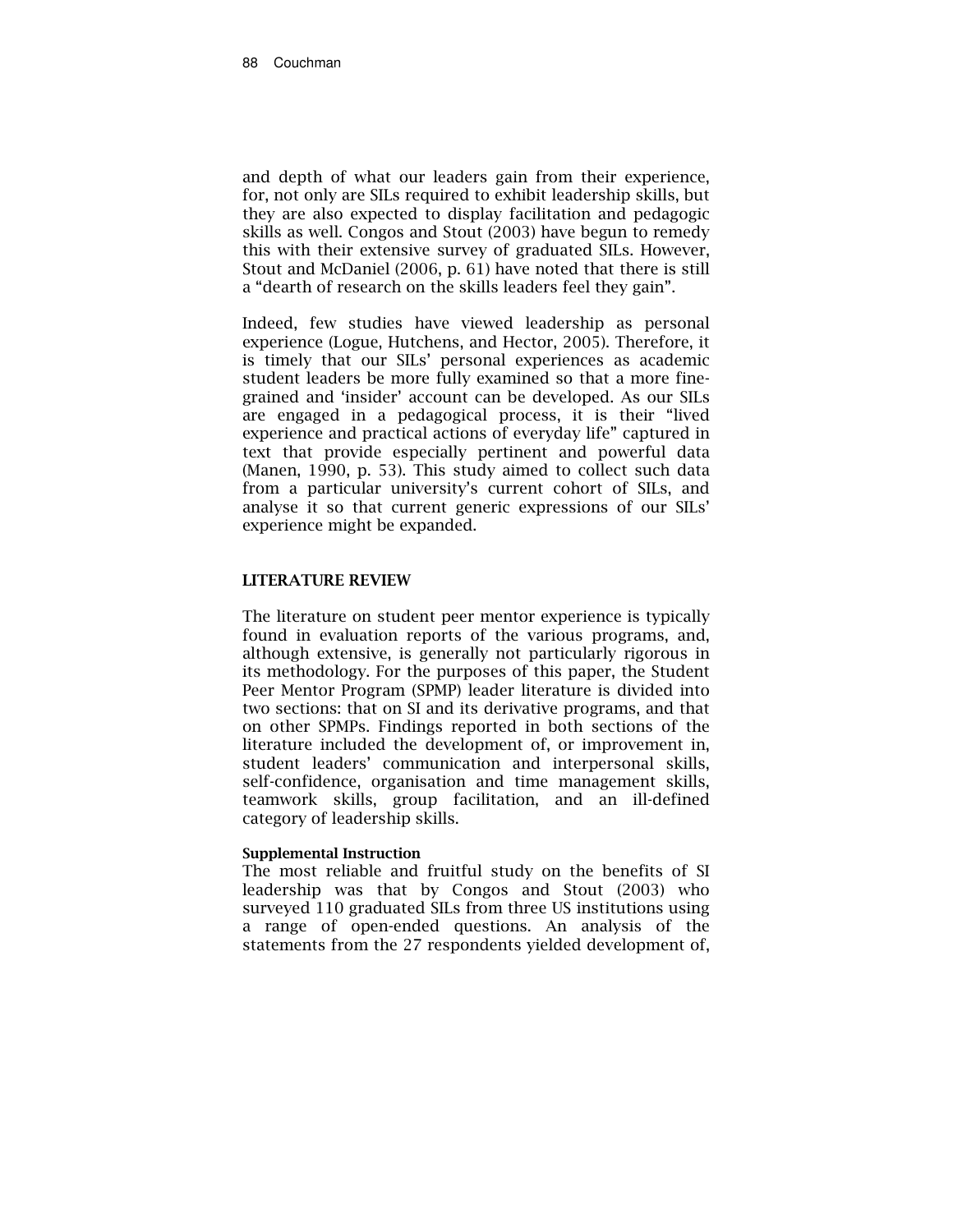and depth of what our leaders gain from their experience, for, not only are SILs required to exhibit leadership skills, but they are also expected to display facilitation and pedagogic skills as well. Congos and Stout (2003) have begun to remedy this with their extensive survey of graduated SILs. However, Stout and McDaniel (2006, p. 61) have noted that there is still a "dearth of research on the skills leaders feel they gain".

Indeed, few studies have viewed leadership as personal experience (Logue, Hutchens, and Hector, 2005). Therefore, it is timely that our SILs' personal experiences as academic student leaders be more fully examined so that a more fine-grained and 'insider' account can be developed. As our SILs are engaged in a pedagogical process, it is their "lived experience and practical actions of everyday life" captured in text that provide especially pertinent and powerful data (Manen, 1990, p. 53). This study aimed to collect such data from a particular university's current cohort of SILs, and analyse it so that current generic expressions of our SILs' experience might be expanded.

## LITERATURE REVIEW

The literature on student peer mentor experience is typically found in evaluation reports of the various programs, and, although extensive, is generally not particularly rigorous in its methodology. For the purposes of this paper, the Student Peer Mentor Program (SPMP) leader literature is divided into two sections: that on SI and its derivative programs, and that on other SPMPs. Findings reported in both sections of the literature included the development of, or improvement in, student leaders' communication and interpersonal skills, self-confidence, organisation and time management skills, teamwork skills, group facilitation, and an ill-defined category of leadership skills.

### Supplemental Instruction

The most reliable and fruitful study on the benefits of SI leadership was that by Congos and Stout (2003) who surveyed 110 graduated SILs from three US institutions using a range of open-ended questions. An analysis of the statements from the 27 respondents yielded development of,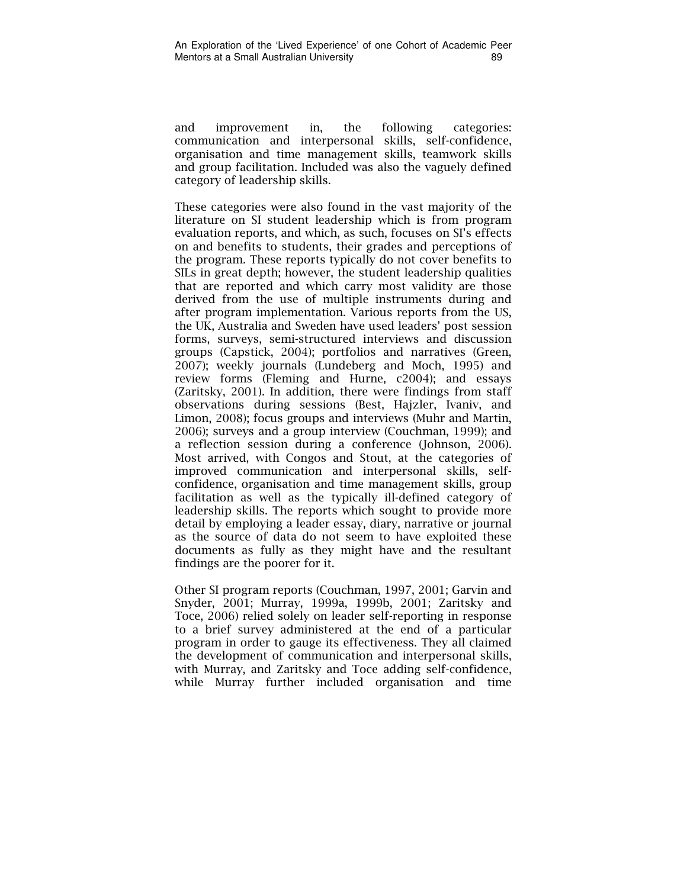and improvement in, the following categories: communication and interpersonal skills, self-confidence, organisation and time management skills, teamwork skills and group facilitation. Included was also the vaguely defined category of leadership skills.

These categories were also found in the vast majority of the literature on SI student leadership which is from program evaluation reports, and which, as such, focuses on SI's effects on and benefits to students, their grades and perceptions of the program. These reports typically do not cover benefits to SILs in great depth; however, the student leadership qualities that are reported and which carry most validity are those derived from the use of multiple instruments during and after program implementation. Various reports from the US, the UK, Australia and Sweden have used leaders' post session forms, surveys, semi-structured interviews and discussion groups (Capstick, 2004); portfolios and narratives (Green, 2007); weekly journals (Lundeberg and Moch, 1995) and review forms (Fleming and Hurne, c2004); and essays (Zaritsky, 2001). In addition, there were findings from staff observations during sessions (Best, Hajzler, Ivaniv, and Limon, 2008); focus groups and interviews (Muhr and Martin, 2006); surveys and a group interview (Couchman, 1999); and a reflection session during a conference (Johnson, 2006). Most arrived, with Congos and Stout, at the categories of improved communication and interpersonal skills, self-confidence, organisation and time management skills, group facilitation as well as the typically ill-defined category of leadership skills. The reports which sought to provide more detail by employing a leader essay, diary, narrative or journal as the source of data do not seem to have exploited these documents as fully as they might have and the resultant findings are the poorer for it.

Other SI program reports (Couchman, 1997, 2001; Garvin and Snyder, 2001; Murray, 1999a, 1999b, 2001; Zaritsky and Toce, 2006) relied solely on leader self-reporting in response to a brief survey administered at the end of a particular program in order to gauge its effectiveness. They all claimed the development of communication and interpersonal skills, with Murray, and Zaritsky and Toce adding self-confidence, while Murray further included organisation and time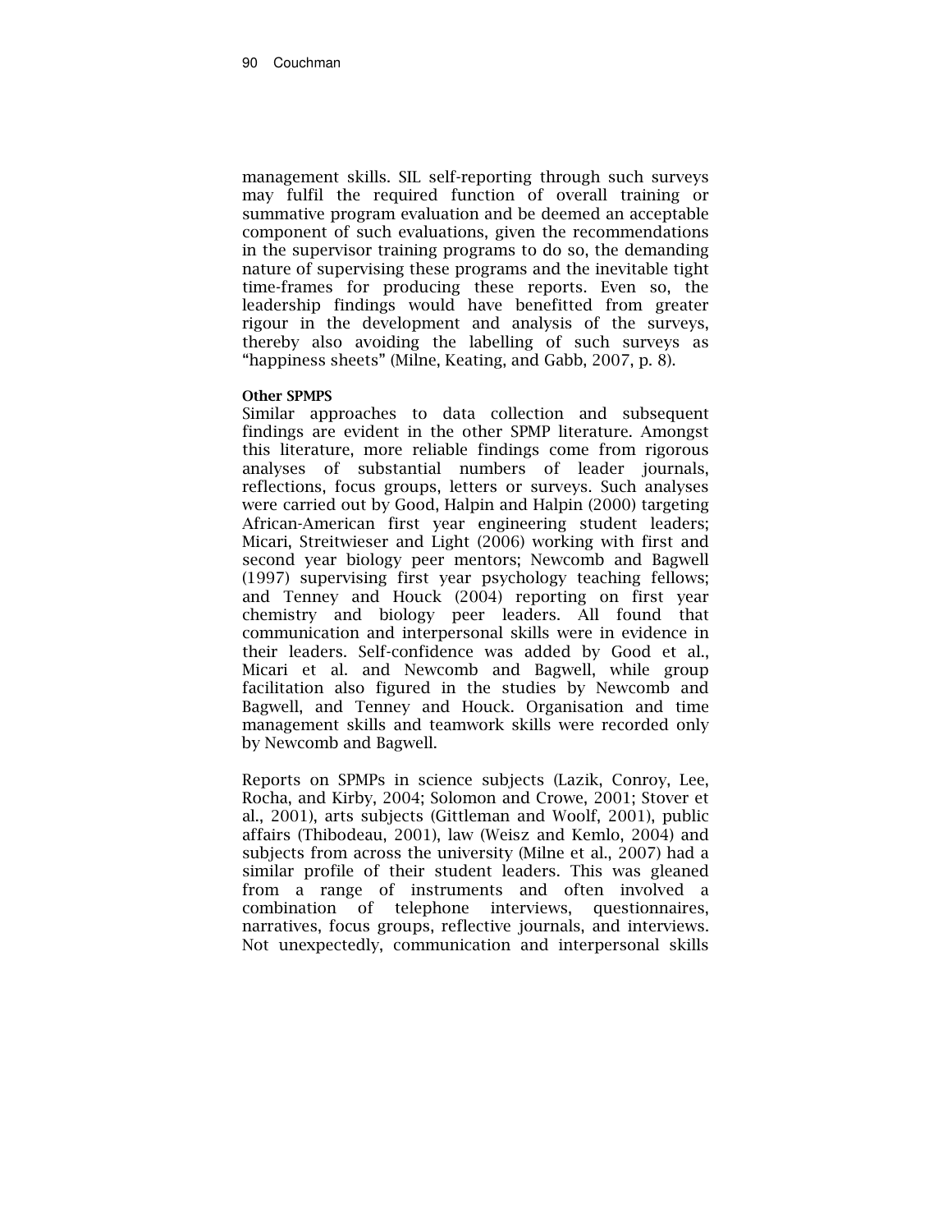management skills. SIL self-reporting through such surveys may fulfil the required function of overall training or summative program evaluation and be deemed an acceptable component of such evaluations, given the recommendations in the supervisor training programs to do so, the demanding nature of supervising these programs and the inevitable tight time-frames for producing these reports. Even so, the leadership findings would have benefitted from greater rigour in the development and analysis of the surveys, thereby also avoiding the labelling of such surveys as "happiness sheets" (Milne, Keating, and Gabb, 2007, p. 8).

**Other SPMPS**

Similar approaches to data collection and subsequent findings are evident in the other SPMP literature. Amongst this literature, more reliable findings come from rigorous analyses of substantial numbers of leader journals, reflections, focus groups, letters or surveys. Such analyses were carried out by Good, Halpin and Halpin (2000) targeting African-American first year engineering student leaders; Micari, Streitwieser and Light (2006) working with first and second year biology peer mentors; Newcomb and Bagwell (1997) supervising first year psychology teaching fellows; and Tenney and Houck (2004) reporting on first year chemistry and biology peer leaders. All found that communication and interpersonal skills were in evidence in their leaders. Self-confidence was added by Good et al., Micari et al. and Newcomb and Bagwell, while group facilitation also figured in the studies by Newcomb and Bagwell, and Tenney and Houck. Organisation and time management skills and teamwork skills were recorded only by Newcomb and Bagwell.

Reports on SPMPs in science subjects (Lazik, Conroy, Lee, Rocha, and Kirby, 2004; Solomon and Crowe, 2001; Stover et al., 2001), arts subjects (Gittleman and Woolf, 2001), public affairs (Thibodeau, 2001), law (Weisz and Kemlo, 2004) and subjects from across the university (Milne et al., 2007) had a similar profile of their student leaders. This was gleaned from a range of instruments and often involved a combination of telephone interviews, questionnaires, narratives, focus groups, reflective journals, and interviews. Not unexpectedly, communication and interpersonal skills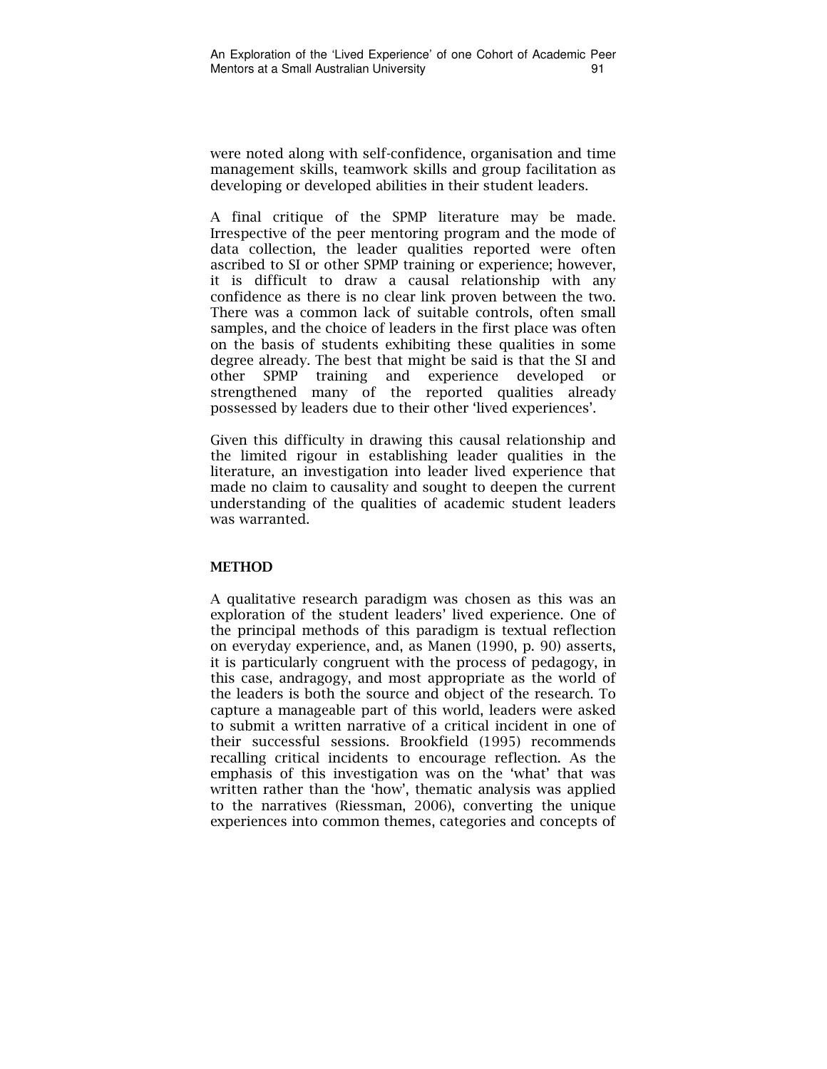were noted along with self-confidence, organisation and time management skills, teamwork skills and group facilitation as developing or developed abilities in their student leaders.

A final critique of the SPMP literature may be made. Irrespective of the peer mentoring program and the mode of data collection, the leader qualities reported were often ascribed to SI or other SPMP training or experience; however, it is difficult to draw a causal relationship with any confidence as there is no clear link proven between the two. There was a common lack of suitable controls, often small samples, and the choice of leaders in the first place was often on the basis of students exhibiting these qualities in some degree already. The best that might be said is that the SI and other SPMP training and experience developed or strengthened many of the reported qualities already possessed by leaders due to their other 'lived experiences'.

Given this difficulty in drawing this causal relationship and the limited rigour in establishing leader qualities in the literature, an investigation into leader lived experience that made no claim to causality and sought to deepen the current understanding of the qualities of academic student leaders was warranted.

## METHOD

A qualitative research paradigm was chosen as this was an exploration of the student leaders' lived experience. One of the principal methods of this paradigm is textual reflection on everyday experience, and, as Manen (1990, p. 90) asserts, it is particularly congruent with the process of pedagogy, in this case, andragogy, and most appropriate as the world of the leaders is both the source and object of the research. To capture a manageable part of this world, leaders were asked to submit a written narrative of a critical incident in one of their successful sessions. Brookfield (1995) recommends recalling critical incidents to encourage reflection. As the emphasis of this investigation was on the 'what' that was written rather than the 'how', thematic analysis was applied to the narratives (Riessman, 2006), converting the unique experiences into common themes, categories and concepts of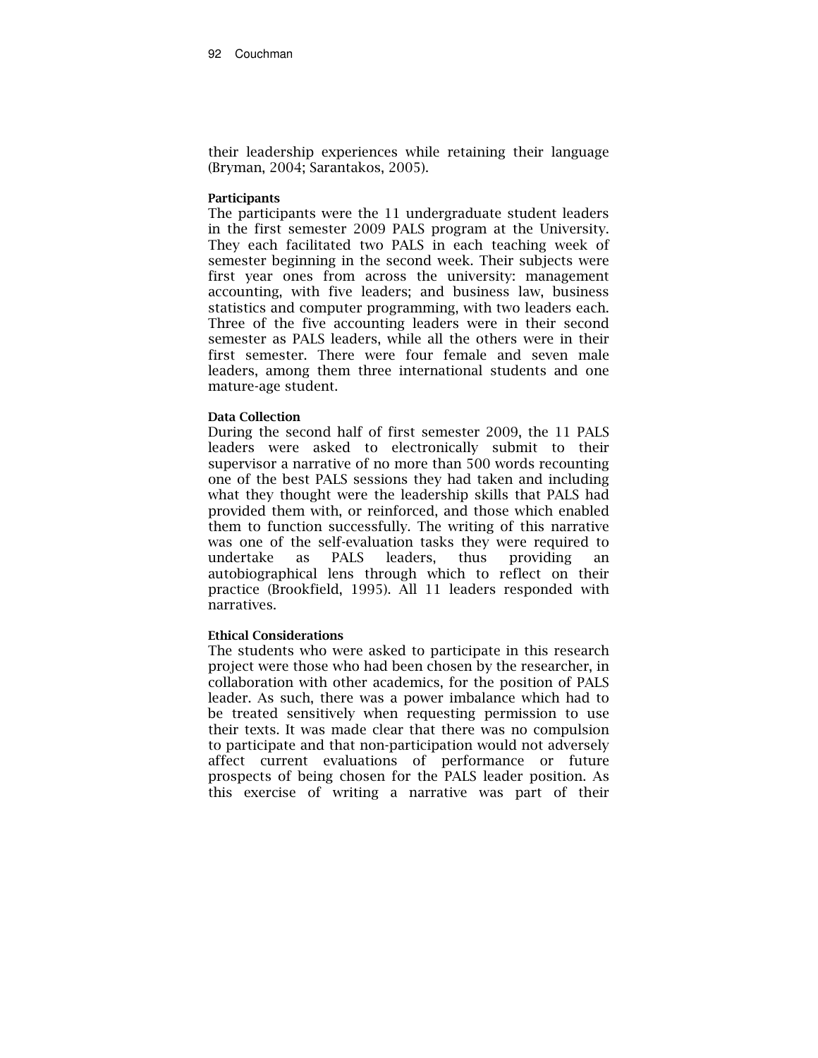their leadership experiences while retaining their language (Bryman, 2004; Sarantakos, 2005).

### Participants

The participants were the 11 undergraduate student leaders in the first semester 2009 PALS program at the University. They each facilitated two PALS in each teaching week of semester beginning in the second week. Their subjects were first year ones from across the university: management accounting, with five leaders; and business law, business statistics and computer programming, with two leaders each. Three of the five accounting leaders were in their second semester as PALS leaders, while all the others were in their first semester. There were four female and seven male leaders, among them three international students and one mature-age student.

### Data Collection

During the second half of first semester 2009, the 11 PALS leaders were asked to electronically submit to their supervisor a narrative of no more than 500 words recounting one of the best PALS sessions they had taken and including what they thought were the leadership skills that PALS had provided them with, or reinforced, and those which enabled them to function successfully. The writing of this narrative was one of the self-evaluation tasks they were required to undertake as PALS leaders, thus providing an autobiographical lens through which to reflect on their practice (Brookfield, 1995). All 11 leaders responded with narratives.

### Ethical Considerations

The students who were asked to participate in this research project were those who had been chosen by the researcher, in collaboration with other academics, for the position of PALS leader. As such, there was a power imbalance which had to be treated sensitively when requesting permission to use their texts. It was made clear that there was no compulsion to participate and that non-participation would not adversely affect current evaluations of performance or future prospects of being chosen for the PALS leader position. As this exercise of writing a narrative was part of their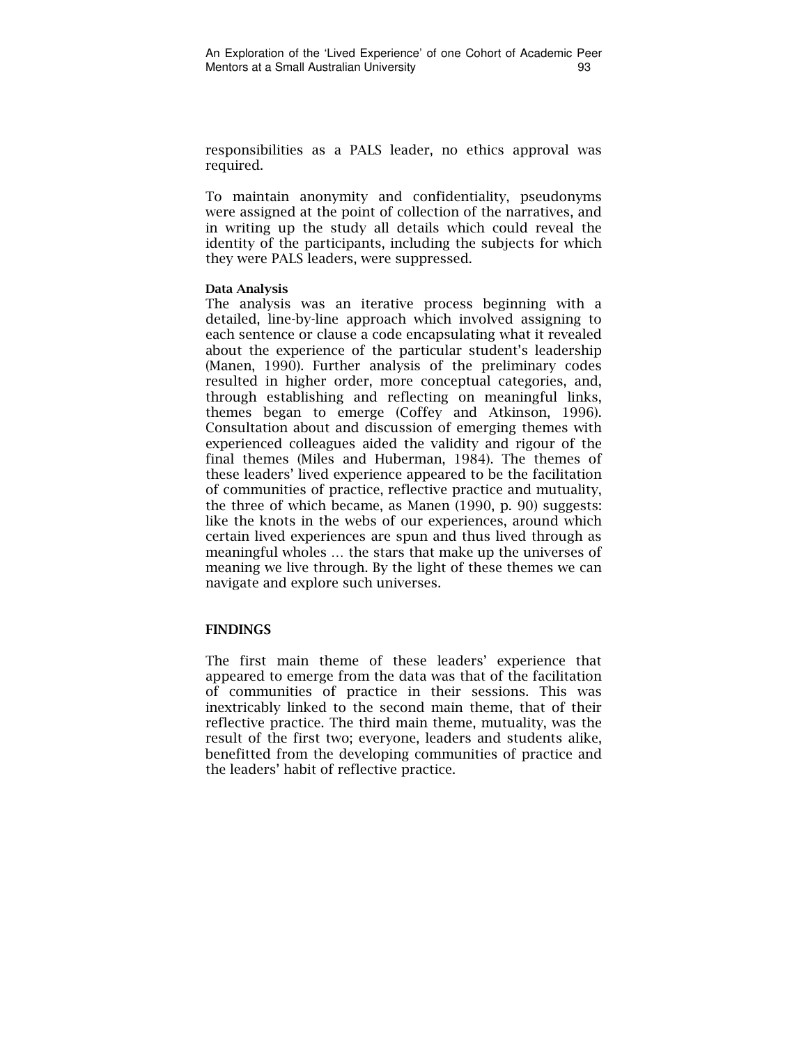responsibilities as a PALS leader, no ethics approval was required.

To maintain anonymity and confidentiality, pseudonyms were assigned at the point of collection of the narratives, and in writing up the study all details which could reveal the identity of the participants, including the subjects for which they were PALS leaders, were suppressed.

### Data Analysis

The analysis was an iterative process beginning with a detailed, line-by-line approach which involved assigning to each sentence or clause a code encapsulating what it revealed about the experience of the particular student's leadership (Manen, 1990). Further analysis of the preliminary codes resulted in higher order, more conceptual categories, and, through establishing and reflecting on meaningful links, themes began to emerge (Coffey and Atkinson, 1996). Consultation about and discussion of emerging themes with experienced colleagues aided the validity and rigour of the final themes (Miles and Huberman, 1984). The themes of these leaders' lived experience appeared to be the facilitation of communities of practice, reflective practice and mutuality, the three of which became, as Manen (1990, p. 90) suggests: like the knots in the webs of our experiences, around which certain lived experiences are spun and thus lived through as meaningful wholes … the stars that make up the universes of meaning we live through. By the light of these themes we can navigate and explore such universes.

## FINDINGS

The first main theme of these leaders' experience that appeared to emerge from the data was that of the facilitation of communities of practice in their sessions. This was inextricably linked to the second main theme, that of their reflective practice. The third main theme, mutuality, was the result of the first two; everyone, leaders and students alike, benefitted from the developing communities of practice and the leaders' habit of reflective practice.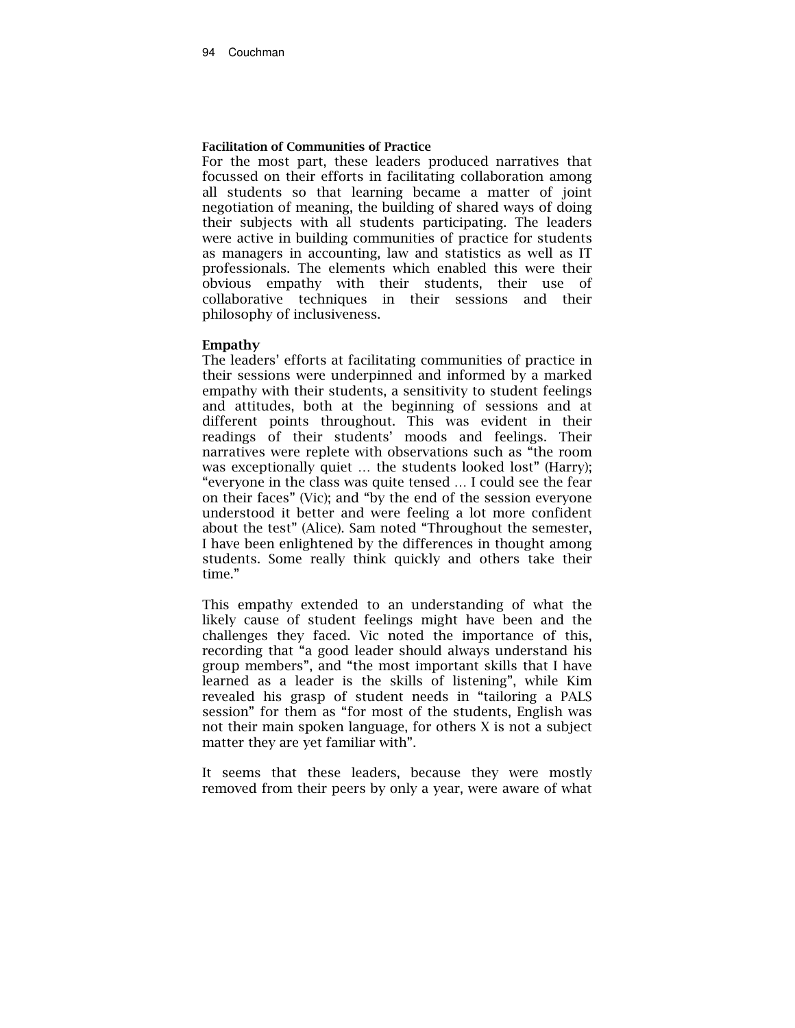### Facilitation of Communities of Practice

For the most part, these leaders produced narratives that focussed on their efforts in facilitating collaboration among all students so that learning became a matter of joint negotiation of meaning, the building of shared ways of doing their subjects with all students participating. The leaders were active in building communities of practice for students as managers in accounting, law and statistics as well as IT professionals. The elements which enabled this were their obvious empathy with their students, their use of collaborative techniques in their sessions and their philosophy of inclusiveness.

### Empathy

The leaders' efforts at facilitating communities of practice in their sessions were underpinned and informed by a marked empathy with their students, a sensitivity to student feelings and attitudes, both at the beginning of sessions and at different points throughout. This was evident in their readings of their students' moods and feelings. Their narratives were replete with observations such as "the room was exceptionally quiet … the students looked lost" (Harry); "everyone in the class was quite tensed … I could see the fear on their faces" (Vic); and "by the end of the session everyone understood it better and were feeling a lot more confident about the test" (Alice). Sam noted "Throughout the semester, I have been enlightened by the differences in thought among students. Some really think quickly and others take their time."

This empathy extended to an understanding of what the likely cause of student feelings might have been and the challenges they faced. Vic noted the importance of this, recording that "a good leader should always understand his group members", and "the most important skills that I have learned as a leader is the skills of listening", while Kim revealed his grasp of student needs in "tailoring a PALS session" for them as "for most of the students, English was not their main spoken language, for others X is not a subject matter they are yet familiar with".

It seems that these leaders, because they were mostly removed from their peers by only a year, were aware of what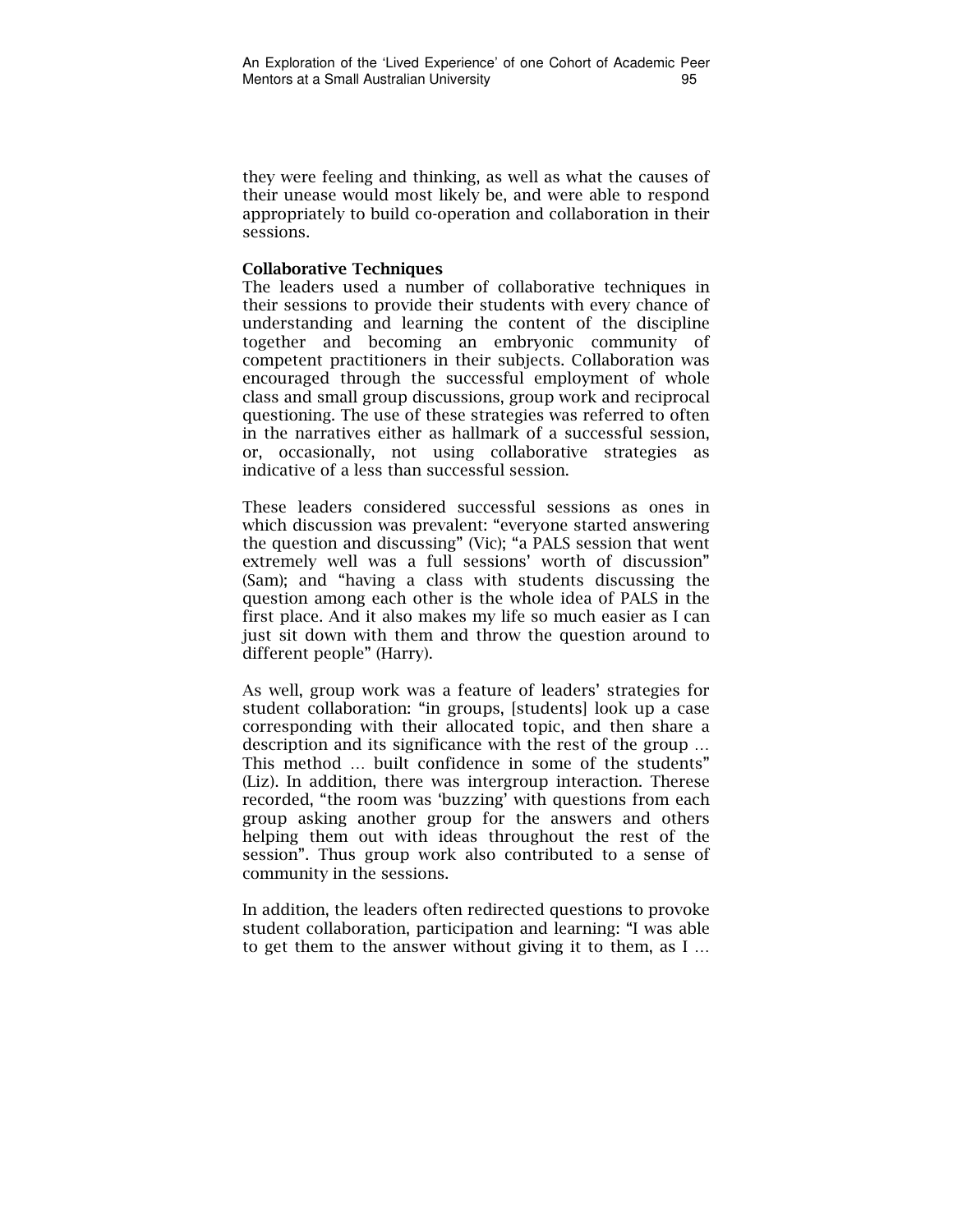they were feeling and thinking, as well as what the causes of their unease would most likely be, and were able to respond appropriately to build co-operation and collaboration in their sessions.

**Collaborative Techniques**

The leaders used a number of collaborative techniques in their sessions to provide their students with every chance of understanding and learning the content of the discipline together and becoming an embryonic community of competent practitioners in their subjects. Collaboration was encouraged through the successful employment of whole class and small group discussions, group work and reciprocal questioning. The use of these strategies was referred to often in the narratives either as hallmark of a successful session, or, occasionally, not using collaborative strategies as indicative of a less than successful session.

These leaders considered successful sessions as ones in which discussion was prevalent: "everyone started answering the question and discussing" (Vic); "a PALS session that went extremely well was a full sessions' worth of discussion" (Sam); and "having a class with students discussing the question among each other is the whole idea of PALS in the first place. And it also makes my life so much easier as I can just sit down with them and throw the question around to different people" (Harry).

As well, group work was a feature of leaders' strategies for student collaboration: "in groups, [students] look up a case corresponding with their allocated topic, and then share a description and its significance with the rest of the group … This method … built confidence in some of the students" (Liz). In addition, there was intergroup interaction. Therese recorded, "the room was 'buzzing' with questions from each group asking another group for the answers and others helping them out with ideas throughout the rest of the session". Thus group work also contributed to a sense of community in the sessions.

In addition, the leaders often redirected questions to provoke student collaboration, participation and learning: "I was able to get them to the answer without giving it to them, as I …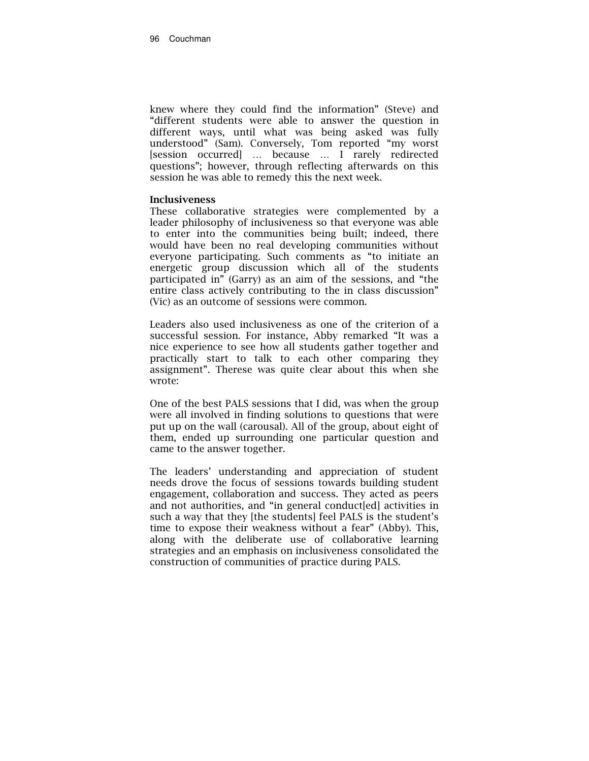knew where they could find the information" (Steve) and "different students were able to answer the question in different ways, until what was being asked was fully understood" (Sam). Conversely, Tom reported "my worst [session occurred] … because … I rarely redirected questions"; however, through reflecting afterwards on this session he was able to remedy this the next week.

**Inclusiveness**

These collaborative strategies were complemented by a leader philosophy of inclusiveness so that everyone was able to enter into the communities being built; indeed, there would have been no real developing communities without everyone participating. Such comments as "to initiate an energetic group discussion which all of the students participated in" (Garry) as an aim of the sessions, and "the entire class actively contributing to the in class discussion" (Vic) as an outcome of sessions were common.

Leaders also used inclusiveness as one of the criterion of a successful session. For instance, Abby remarked "It was a nice experience to see how all students gather together and practically start to talk to each other comparing they assignment". Therese was quite clear about this when she wrote:

One of the best PALS sessions that I did, was when the group were all involved in finding solutions to questions that were put up on the wall (carousal). All of the group, about eight of them, ended up surrounding one particular question and came to the answer together.

The leaders' understanding and appreciation of student needs drove the focus of sessions towards building student engagement, collaboration and success. They acted as peers and not authorities, and "in general conduct[ed] activities in such a way that they [the students] feel PALS is the student's time to expose their weakness without a fear" (Abby). This, along with the deliberate use of collaborative learning strategies and an emphasis on inclusiveness consolidated the construction of communities of practice during PALS.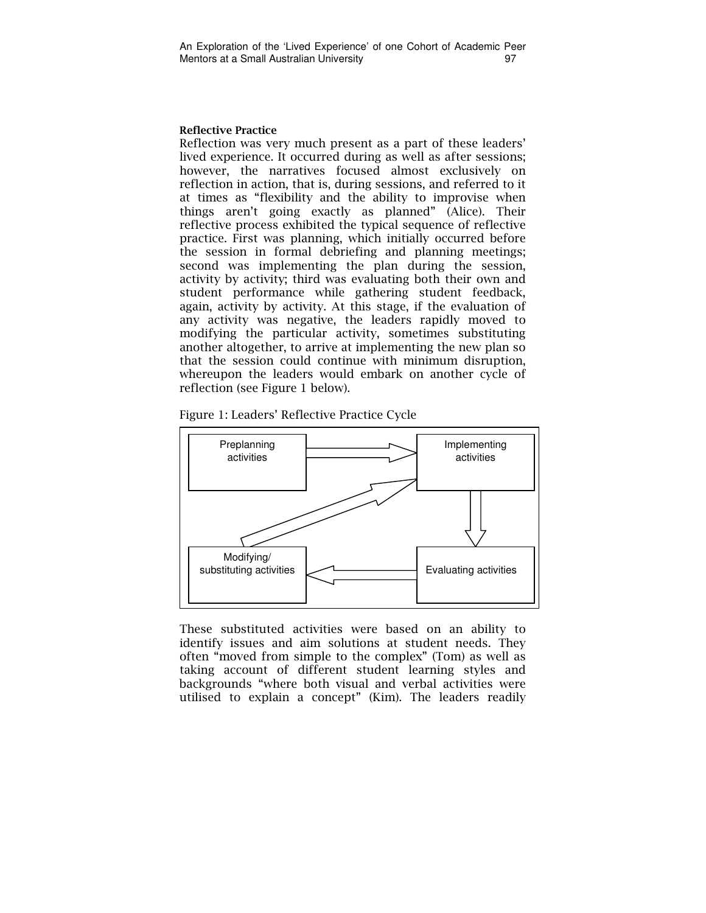### Reflective Practice

Reflection was very much present as a part of these leaders' lived experience. It occurred during as well as after sessions; however, the narratives focused almost exclusively on reflection in action, that is, during sessions, and referred to it at times as "flexibility and the ability to improvise when things aren't going exactly as planned" (Alice). Their reflective process exhibited the typical sequence of reflective practice. First was planning, which initially occurred before the session in formal debriefing and planning meetings; second was implementing the plan during the session, activity by activity; third was evaluating both their own and student performance while gathering student feedback, again, activity by activity. At this stage, if the evaluation of any activity was negative, the leaders rapidly moved to modifying the particular activity, sometimes substituting another altogether, to arrive at implementing the new plan so that the session could continue with minimum disruption, whereupon the leaders would embark on another cycle of reflection (see Figure 1 below).

Figure 1: Leaders' Reflective Practice Cycle

Preplanning activities → Implementing activities → Evaluating activities → Modifying/ substituting activities → Implementing activities

These substituted activities were based on an ability to identify issues and aim solutions at student needs. They often "moved from simple to the complex" (Tom) as well as taking account of different student learning styles and backgrounds "where both visual and verbal activities were utilised to explain a concept" (Kim). The leaders readily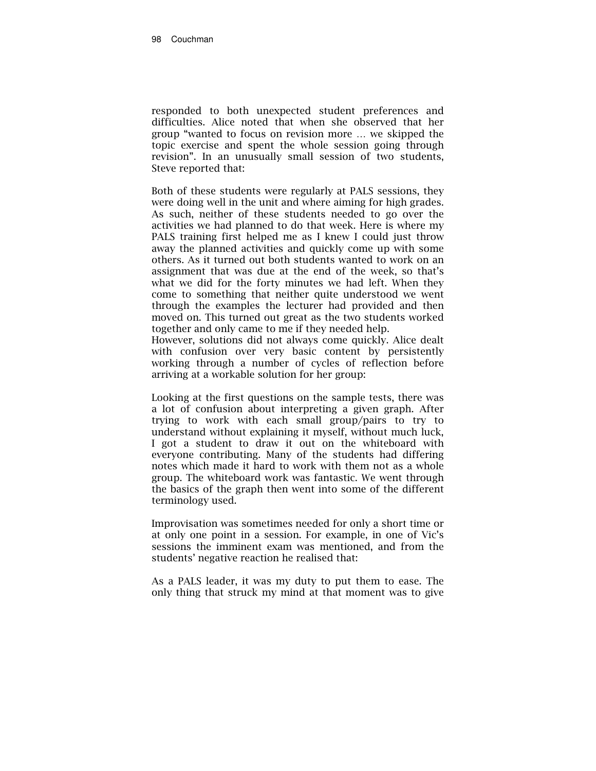responded to both unexpected student preferences and difficulties. Alice noted that when she observed that her group "wanted to focus on revision more … we skipped the topic exercise and spent the whole session going through revision". In an unusually small session of two students, Steve reported that:

Both of these students were regularly at PALS sessions, they were doing well in the unit and where aiming for high grades. As such, neither of these students needed to go over the activities we had planned to do that week. Here is where my PALS training first helped me as I knew I could just throw away the planned activities and quickly come up with some others. As it turned out both students wanted to work on an assignment that was due at the end of the week, so that's what we did for the forty minutes we had left. When they come to something that neither quite understood we went through the examples the lecturer had provided and then moved on. This turned out great as the two students worked together and only came to me if they needed help.
However, solutions did not always come quickly. Alice dealt with confusion over very basic content by persistently working through a number of cycles of reflection before arriving at a workable solution for her group:

Looking at the first questions on the sample tests, there was a lot of confusion about interpreting a given graph. After trying to work with each small group/pairs to try to understand without explaining it myself, without much luck, I got a student to draw it out on the whiteboard with everyone contributing. Many of the students had differing notes which made it hard to work with them not as a whole group. The whiteboard work was fantastic. We went through the basics of the graph then went into some of the different terminology used.

Improvisation was sometimes needed for only a short time or at only one point in a session. For example, in one of Vic's sessions the imminent exam was mentioned, and from the students' negative reaction he realised that:

As a PALS leader, it was my duty to put them to ease. The only thing that struck my mind at that moment was to give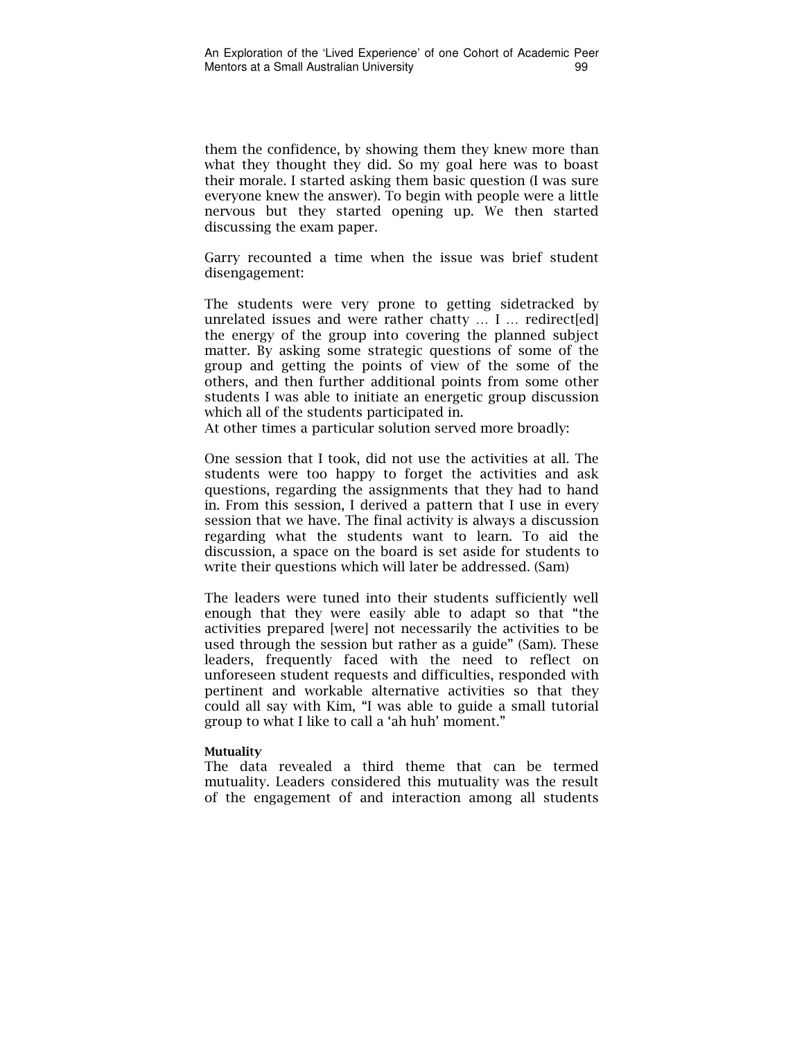them the confidence, by showing them they knew more than what they thought they did. So my goal here was to boast their morale. I started asking them basic question (I was sure everyone knew the answer). To begin with people were a little nervous but they started opening up. We then started discussing the exam paper.

Garry recounted a time when the issue was brief student disengagement:

The students were very prone to getting sidetracked by unrelated issues and were rather chatty … I … redirect[ed] the energy of the group into covering the planned subject matter. By asking some strategic questions of some of the group and getting the points of view of the some of the others, and then further additional points from some other students I was able to initiate an energetic group discussion which all of the students participated in.

At other times a particular solution served more broadly:

One session that I took, did not use the activities at all. The students were too happy to forget the activities and ask questions, regarding the assignments that they had to hand in. From this session, I derived a pattern that I use in every session that we have. The final activity is always a discussion regarding what the students want to learn. To aid the discussion, a space on the board is set aside for students to write their questions which will later be addressed. (Sam)

The leaders were tuned into their students sufficiently well enough that they were easily able to adapt so that "the activities prepared [were] not necessarily the activities to be used through the session but rather as a guide" (Sam). These leaders, frequently faced with the need to reflect on unforeseen student requests and difficulties, responded with pertinent and workable alternative activities so that they could all say with Kim, "I was able to guide a small tutorial group to what I like to call a 'ah huh' moment."

#### Mutuality

The data revealed a third theme that can be termed mutuality. Leaders considered this mutuality was the result of the engagement of and interaction among all students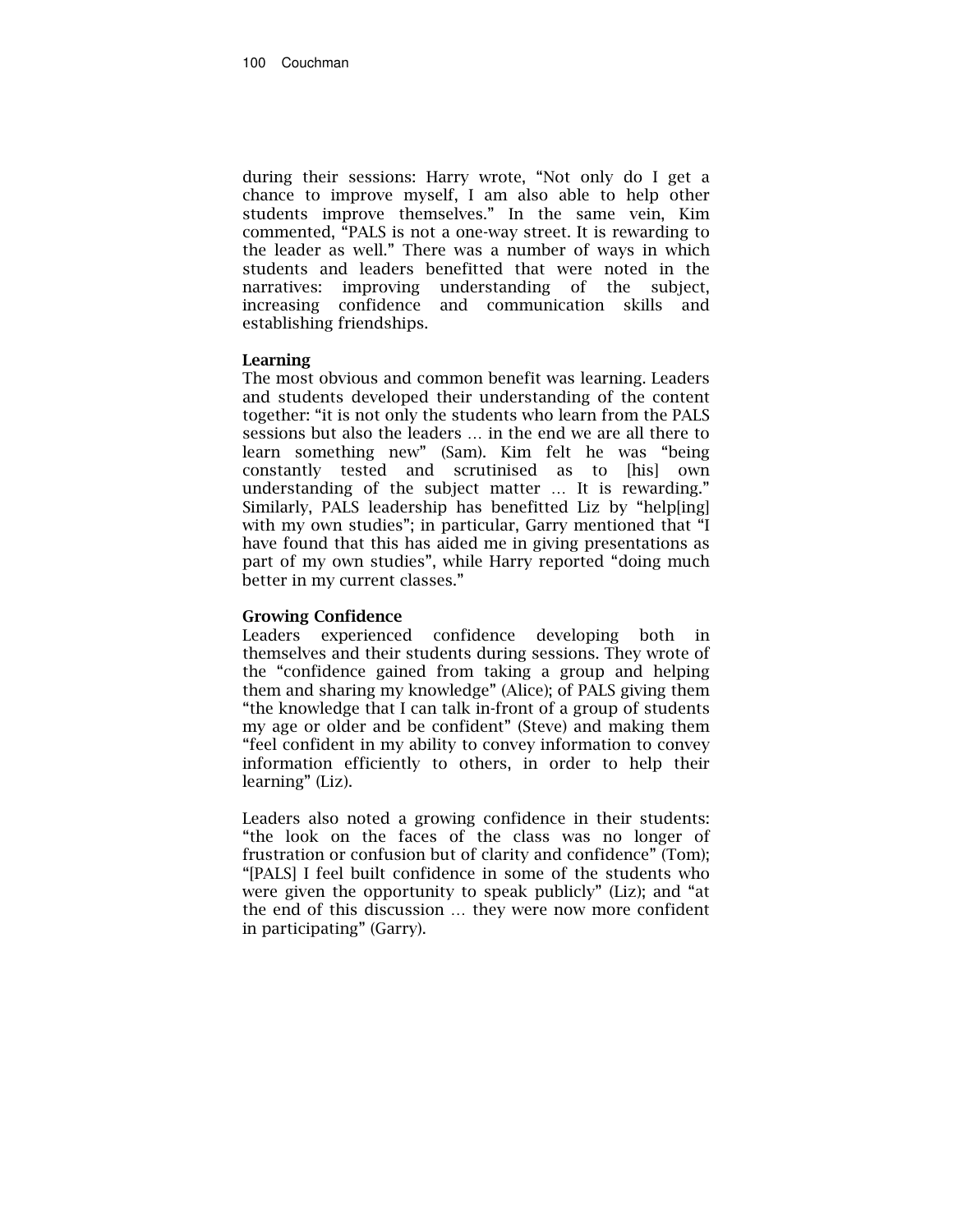during their sessions: Harry wrote, "Not only do I get a chance to improve myself, I am also able to help other students improve themselves." In the same vein, Kim commented, "PALS is not a one-way street. It is rewarding to the leader as well." There was a number of ways in which students and leaders benefitted that were noted in the narratives: improving understanding of the subject, increasing confidence and communication skills and establishing friendships.

### Learning

The most obvious and common benefit was learning. Leaders and students developed their understanding of the content together: "it is not only the students who learn from the PALS sessions but also the leaders … in the end we are all there to learn something new" (Sam). Kim felt he was "being constantly tested and scrutinised as to [his] own understanding of the subject matter … It is rewarding." Similarly, PALS leadership has benefitted Liz by "help[ing] with my own studies"; in particular, Garry mentioned that "I have found that this has aided me in giving presentations as part of my own studies", while Harry reported "doing much better in my current classes."

### Growing Confidence

Leaders experienced confidence developing both in themselves and their students during sessions. They wrote of the "confidence gained from taking a group and helping them and sharing my knowledge" (Alice); of PALS giving them "the knowledge that I can talk in-front of a group of students my age or older and be confident" (Steve) and making them "feel confident in my ability to convey information to convey information efficiently to others, in order to help their learning" (Liz).

Leaders also noted a growing confidence in their students: "the look on the faces of the class was no longer of frustration or confusion but of clarity and confidence" (Tom); "[PALS] I feel built confidence in some of the students who were given the opportunity to speak publicly" (Liz); and "at the end of this discussion … they were now more confident in participating" (Garry).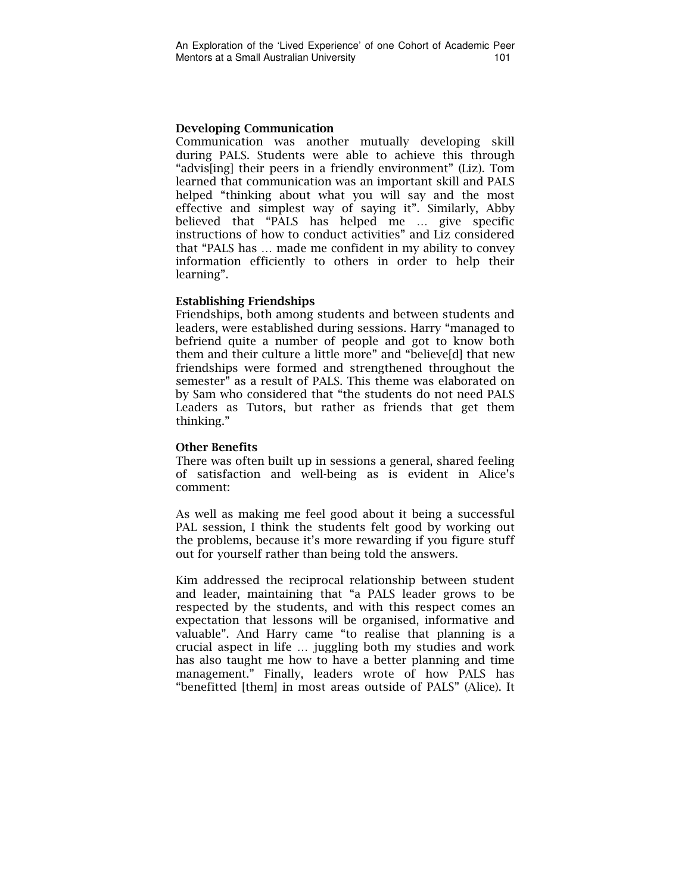### Developing Communication

Communication was another mutually developing skill during PALS. Students were able to achieve this through "advis[ing] their peers in a friendly environment" (Liz). Tom learned that communication was an important skill and PALS helped "thinking about what you will say and the most effective and simplest way of saying it". Similarly, Abby believed that "PALS has helped me … give specific instructions of how to conduct activities" and Liz considered that "PALS has … made me confident in my ability to convey information efficiently to others in order to help their learning".

### Establishing Friendships

Friendships, both among students and between students and leaders, were established during sessions. Harry "managed to befriend quite a number of people and got to know both them and their culture a little more" and "believe[d] that new friendships were formed and strengthened throughout the semester" as a result of PALS. This theme was elaborated on by Sam who considered that "the students do not need PALS Leaders as Tutors, but rather as friends that get them thinking."

### Other Benefits

There was often built up in sessions a general, shared feeling of satisfaction and well-being as is evident in Alice's comment:

> As well as making me feel good about it being a successful PAL session, I think the students felt good by working out the problems, because it's more rewarding if you figure stuff out for yourself rather than being told the answers.

Kim addressed the reciprocal relationship between student and leader, maintaining that "a PALS leader grows to be respected by the students, and with this respect comes an expectation that lessons will be organised, informative and valuable". And Harry came "to realise that planning is a crucial aspect in life … juggling both my studies and work has also taught me how to have a better planning and time management." Finally, leaders wrote of how PALS has "benefitted [them] in most areas outside of PALS" (Alice). It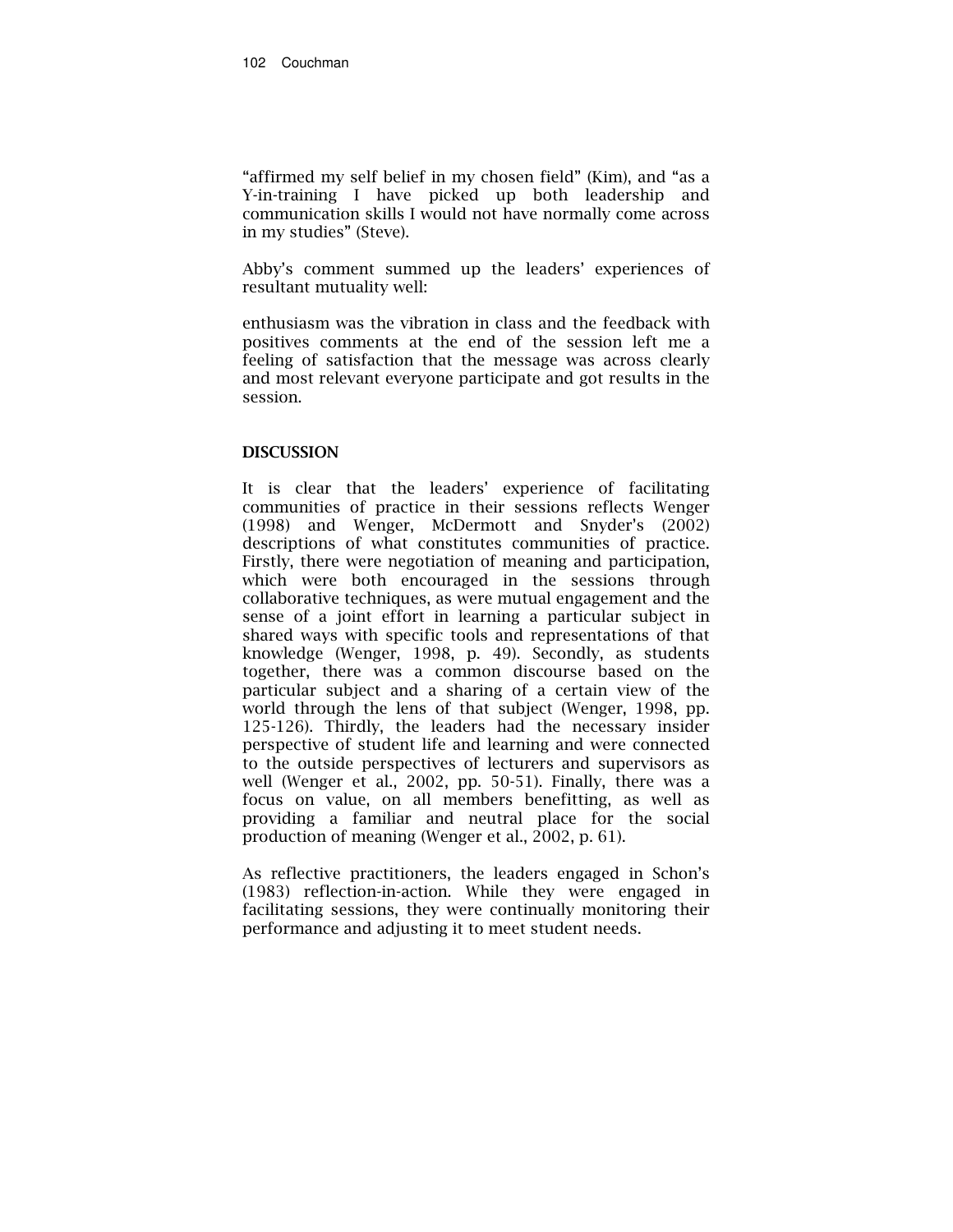"affirmed my self belief in my chosen field" (Kim), and "as a Y-in-training I have picked up both leadership and communication skills I would not have normally come across in my studies" (Steve).

Abby's comment summed up the leaders' experiences of resultant mutuality well:

enthusiasm was the vibration in class and the feedback with positives comments at the end of the session left me a feeling of satisfaction that the message was across clearly and most relevant everyone participate and got results in the session.

## DISCUSSION

It is clear that the leaders' experience of facilitating communities of practice in their sessions reflects Wenger (1998) and Wenger, McDermott and Snyder's (2002) descriptions of what constitutes communities of practice. Firstly, there were negotiation of meaning and participation, which were both encouraged in the sessions through collaborative techniques, as were mutual engagement and the sense of a joint effort in learning a particular subject in shared ways with specific tools and representations of that knowledge (Wenger, 1998, p. 49). Secondly, as students together, there was a common discourse based on the particular subject and a sharing of a certain view of the world through the lens of that subject (Wenger, 1998, pp. 125-126). Thirdly, the leaders had the necessary insider perspective of student life and learning and were connected to the outside perspectives of lecturers and supervisors as well (Wenger et al., 2002, pp. 50-51). Finally, there was a focus on value, on all members benefitting, as well as providing a familiar and neutral place for the social production of meaning (Wenger et al., 2002, p. 61).

As reflective practitioners, the leaders engaged in Schon's (1983) reflection-in-action. While they were engaged in facilitating sessions, they were continually monitoring their performance and adjusting it to meet student needs.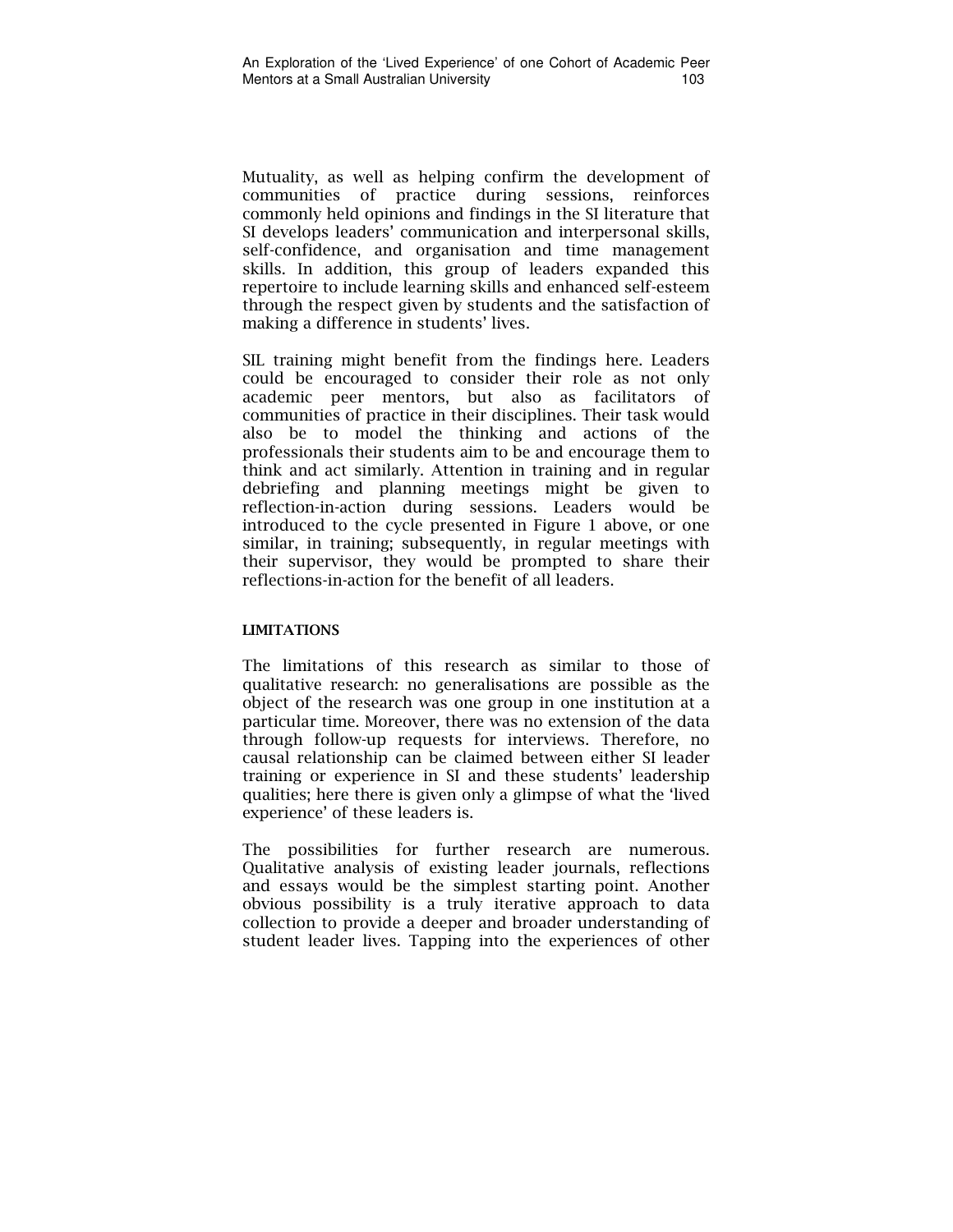Mutuality, as well as helping confirm the development of communities of practice during sessions, reinforces commonly held opinions and findings in the SI literature that SI develops leaders' communication and interpersonal skills, self-confidence, and organisation and time management skills. In addition, this group of leaders expanded this repertoire to include learning skills and enhanced self-esteem through the respect given by students and the satisfaction of making a difference in students' lives.

SIL training might benefit from the findings here. Leaders could be encouraged to consider their role as not only academic peer mentors, but also as facilitators of communities of practice in their disciplines. Their task would also be to model the thinking and actions of the professionals their students aim to be and encourage them to think and act similarly. Attention in training and in regular debriefing and planning meetings might be given to reflection-in-action during sessions. Leaders would be introduced to the cycle presented in Figure 1 above, or one similar, in training; subsequently, in regular meetings with their supervisor, they would be prompted to share their reflections-in-action for the benefit of all leaders.

## LIMITATIONS

The limitations of this research as similar to those of qualitative research: no generalisations are possible as the object of the research was one group in one institution at a particular time. Moreover, there was no extension of the data through follow-up requests for interviews. Therefore, no causal relationship can be claimed between either SI leader training or experience in SI and these students' leadership qualities; here there is given only a glimpse of what the 'lived experience' of these leaders is.

The possibilities for further research are numerous. Qualitative analysis of existing leader journals, reflections and essays would be the simplest starting point. Another obvious possibility is a truly iterative approach to data collection to provide a deeper and broader understanding of student leader lives. Tapping into the experiences of other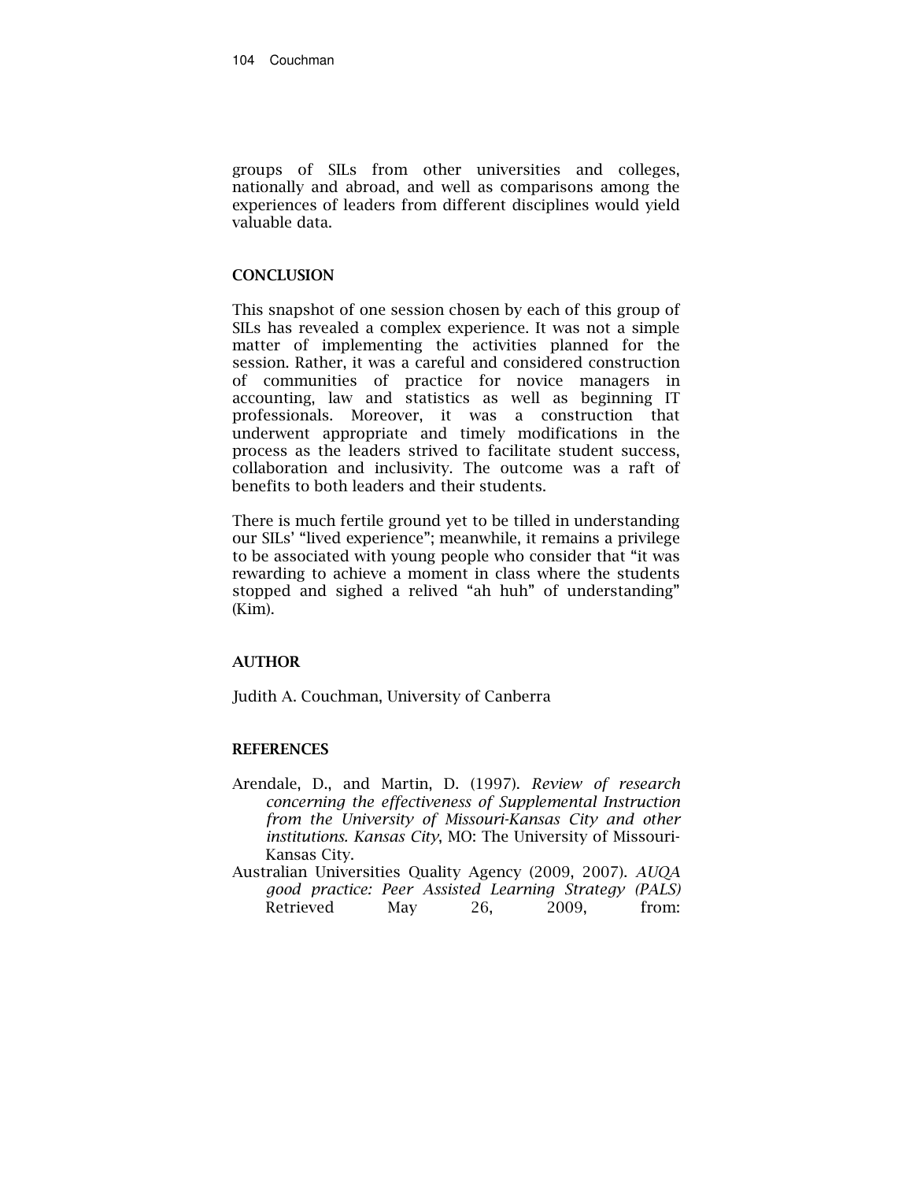groups of SILs from other universities and colleges, nationally and abroad, and well as comparisons among the experiences of leaders from different disciplines would yield valuable data.

## CONCLUSION

This snapshot of one session chosen by each of this group of SILs has revealed a complex experience. It was not a simple matter of implementing the activities planned for the session. Rather, it was a careful and considered construction of communities of practice for novice managers in accounting, law and statistics as well as beginning IT professionals. Moreover, it was a construction that underwent appropriate and timely modifications in the process as the leaders strived to facilitate student success, collaboration and inclusivity. The outcome was a raft of benefits to both leaders and their students.

There is much fertile ground yet to be tilled in understanding our SILs' "lived experience"; meanwhile, it remains a privilege to be associated with young people who consider that "it was rewarding to achieve a moment in class where the students stopped and sighed a relived "ah huh" of understanding" (Kim).

## AUTHOR

Judith A. Couchman, University of Canberra

## REFERENCES

Arendale, D., and Martin, D. (1997). *Review of research concerning the effectiveness of Supplemental Instruction from the University of Missouri-Kansas City and other institutions. Kansas City*, MO: The University of Missouri-Kansas City.

Australian Universities Quality Agency (2009, 2007). *AUQA good practice: Peer Assisted Learning Strategy (PALS)* Retrieved May 26, 2009, from: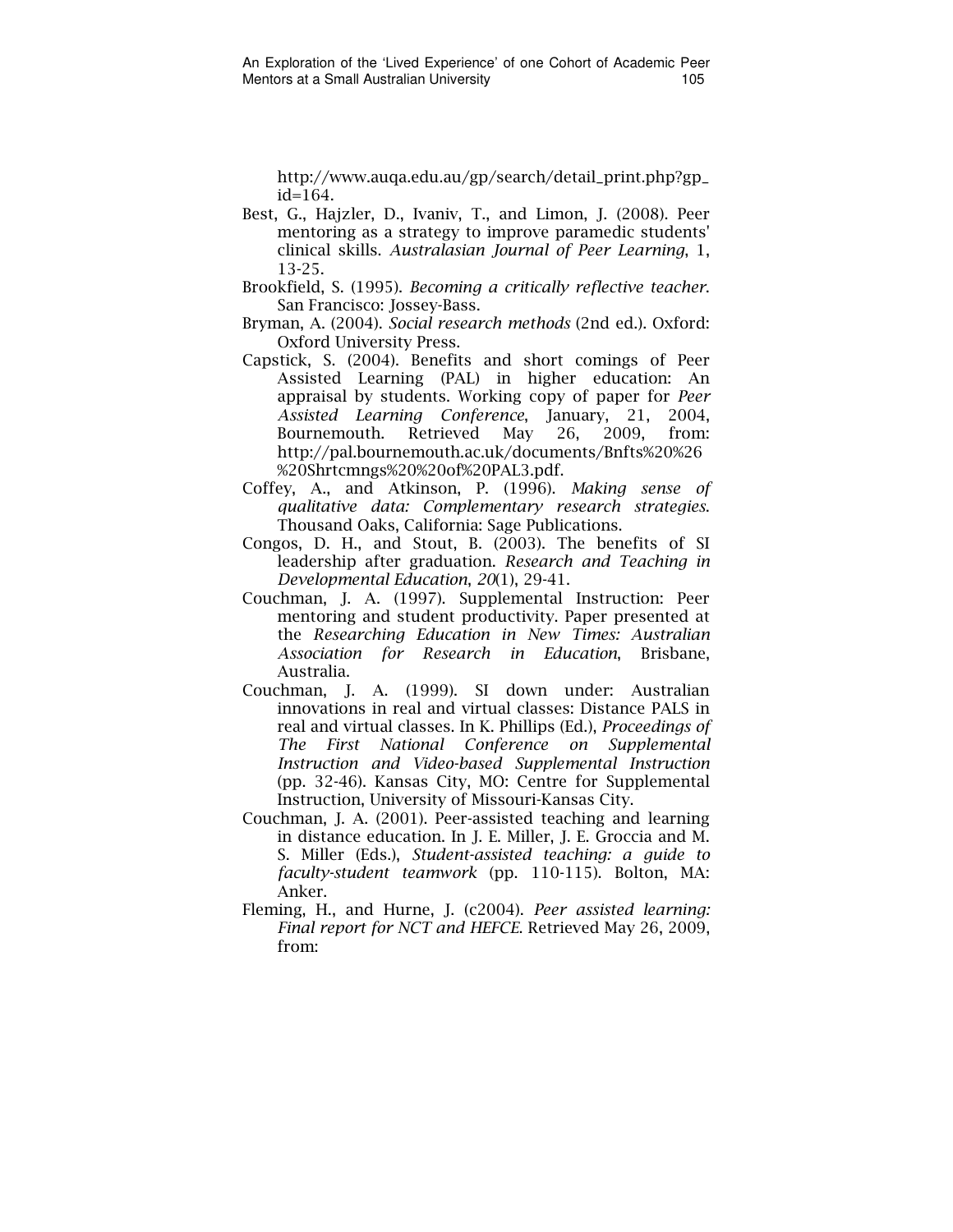http://www.auqa.edu.au/gp/search/detail_print.php?gp_id=164.

Best, G., Hajzler, D., Ivaniv, T., and Limon, J. (2008). Peer mentoring as a strategy to improve paramedic students' clinical skills. *Australasian Journal of Peer Learning*, 1, 13-25.

Brookfield, S. (1995). *Becoming a critically reflective teacher*. San Francisco: Jossey-Bass.

Bryman, A. (2004). *Social research methods* (2nd ed.). Oxford: Oxford University Press.

Capstick, S. (2004). Benefits and short comings of Peer Assisted Learning (PAL) in higher education: An appraisal by students. Working copy of paper for *Peer Assisted Learning Conference*, January, 21, 2004, Bournemouth. Retrieved May 26, 2009, from: http://pal.bournemouth.ac.uk/documents/Bnfts%20%26%20Shrtcmngs%20%20of%20PAL3.pdf.

Coffey, A., and Atkinson, P. (1996). *Making sense of qualitative data: Complementary research strategies*. Thousand Oaks, California: Sage Publications.

Congos, D. H., and Stout, B. (2003). The benefits of SI leadership after graduation. *Research and Teaching in Developmental Education*, *20*(1), 29-41.

Couchman, J. A. (1997). Supplemental Instruction: Peer mentoring and student productivity. Paper presented at the *Researching Education in New Times: Australian Association for Research in Education*, Brisbane, Australia.

Couchman, J. A. (1999). SI down under: Australian innovations in real and virtual classes: Distance PALS in real and virtual classes. In K. Phillips (Ed.), *Proceedings of The First National Conference on Supplemental Instruction and Video-based Supplemental Instruction* (pp. 32-46). Kansas City, MO: Centre for Supplemental Instruction, University of Missouri-Kansas City.

Couchman, J. A. (2001). Peer-assisted teaching and learning in distance education. In J. E. Miller, J. E. Groccia and M. S. Miller (Eds.), *Student-assisted teaching: a guide to faculty-student teamwork* (pp. 110-115). Bolton, MA: Anker.

Fleming, H., and Hurne, J. (c2004). *Peer assisted learning: Final report for NCT and HEFCE*. Retrieved May 26, 2009, from: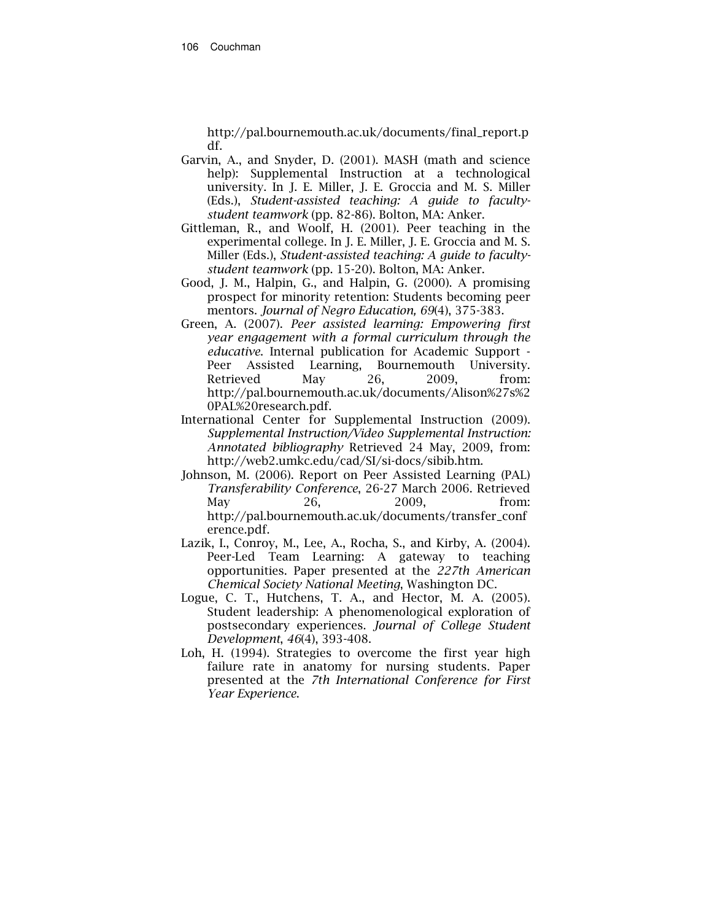http://pal.bournemouth.ac.uk/documents/final_report.pdf.

Garvin, A., and Snyder, D. (2001). MASH (math and science help): Supplemental Instruction at a technological university. In J. E. Miller, J. E. Groccia and M. S. Miller (Eds.), *Student-assisted teaching: A guide to faculty-student teamwork* (pp. 82-86). Bolton, MA: Anker.

Gittleman, R., and Woolf, H. (2001). Peer teaching in the experimental college. In J. E. Miller, J. E. Groccia and M. S. Miller (Eds.), *Student-assisted teaching: A guide to faculty-student teamwork* (pp. 15-20). Bolton, MA: Anker.

Good, J. M., Halpin, G., and Halpin, G. (2000). A promising prospect for minority retention: Students becoming peer mentors. *Journal of Negro Education, 69*(4), 375-383.

Green, A. (2007). *Peer assisted learning: Empowering first year engagement with a formal curriculum through the educative*. Internal publication for Academic Support - Peer Assisted Learning, Bournemouth University. Retrieved May 26, 2009, from: http://pal.bournemouth.ac.uk/documents/Alison%27s%20PAL%20research.pdf.

International Center for Supplemental Instruction (2009). *Supplemental Instruction/Video Supplemental Instruction: Annotated bibliography* Retrieved 24 May, 2009, from: http://web2.umkc.edu/cad/SI/si-docs/sibib.htm.

Johnson, M. (2006). Report on Peer Assisted Learning (PAL) *Transferability Conference*, 26-27 March 2006. Retrieved May 26, 2009, from: http://pal.bournemouth.ac.uk/documents/transfer_conference.pdf.

Lazik, I., Conroy, M., Lee, A., Rocha, S., and Kirby, A. (2004). Peer-Led Team Learning: A gateway to teaching opportunities. Paper presented at the *227th American Chemical Society National Meeting*, Washington DC.

Logue, C. T., Hutchens, T. A., and Hector, M. A. (2005). Student leadership: A phenomenological exploration of postsecondary experiences. *Journal of College Student Development*, *46*(4), 393-408.

Loh, H. (1994). Strategies to overcome the first year high failure rate in anatomy for nursing students. Paper presented at the *7th International Conference for First Year Experience*.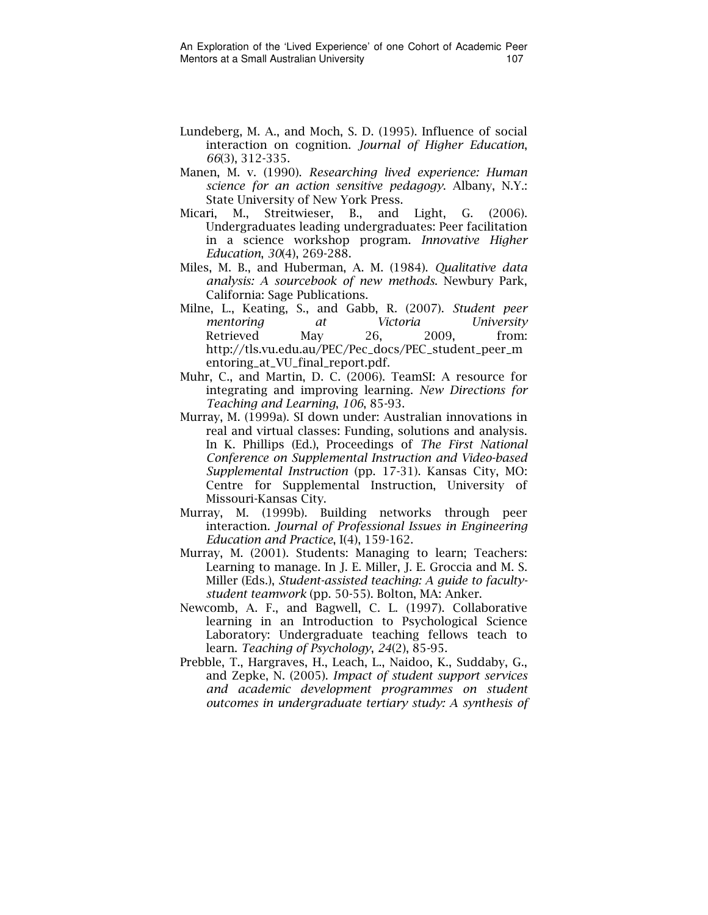Lundeberg, M. A., and Moch, S. D. (1995). Influence of social interaction on cognition. *Journal of Higher Education*, *66*(3), 312-335.

Manen, M. v. (1990). *Researching lived experience: Human science for an action sensitive pedagogy*. Albany, N.Y.: State University of New York Press.

Micari, M., Streitwieser, B., and Light, G. (2006). Undergraduates leading undergraduates: Peer facilitation in a science workshop program. *Innovative Higher Education*, *30*(4), 269-288.

Miles, M. B., and Huberman, A. M. (1984). *Qualitative data analysis: A sourcebook of new methods*. Newbury Park, California: Sage Publications.

Milne, L., Keating, S., and Gabb, R. (2007). *Student peer mentoring at Victoria University* Retrieved May 26, 2009, from: http://tls.vu.edu.au/PEC/Pec_docs/PEC_student_peer_mentoring_at_VU_final_report.pdf.

Muhr, C., and Martin, D. C. (2006). TeamSI: A resource for integrating and improving learning. *New Directions for Teaching and Learning*, *106*, 85-93.

Murray, M. (1999a). SI down under: Australian innovations in real and virtual classes: Funding, solutions and analysis. In K. Phillips (Ed.), Proceedings of *The First National Conference on Supplemental Instruction and Video-based Supplemental Instruction* (pp. 17-31). Kansas City, MO: Centre for Supplemental Instruction, University of Missouri-Kansas City.

Murray, M. (1999b). Building networks through peer interaction. *Journal of Professional Issues in Engineering Education and Practice*, I(4), 159-162.

Murray, M. (2001). Students: Managing to learn; Teachers: Learning to manage. In J. E. Miller, J. E. Groccia and M. S. Miller (Eds.), *Student-assisted teaching: A guide to faculty-student teamwork* (pp. 50-55). Bolton, MA: Anker.

Newcomb, A. F., and Bagwell, C. L. (1997). Collaborative learning in an Introduction to Psychological Science Laboratory: Undergraduate teaching fellows teach to learn. *Teaching of Psychology*, *24*(2), 85-95.

Prebble, T., Hargraves, H., Leach, L., Naidoo, K., Suddaby, G., and Zepke, N. (2005). *Impact of student support services and academic development programmes on student outcomes in undergraduate tertiary study: A synthesis of*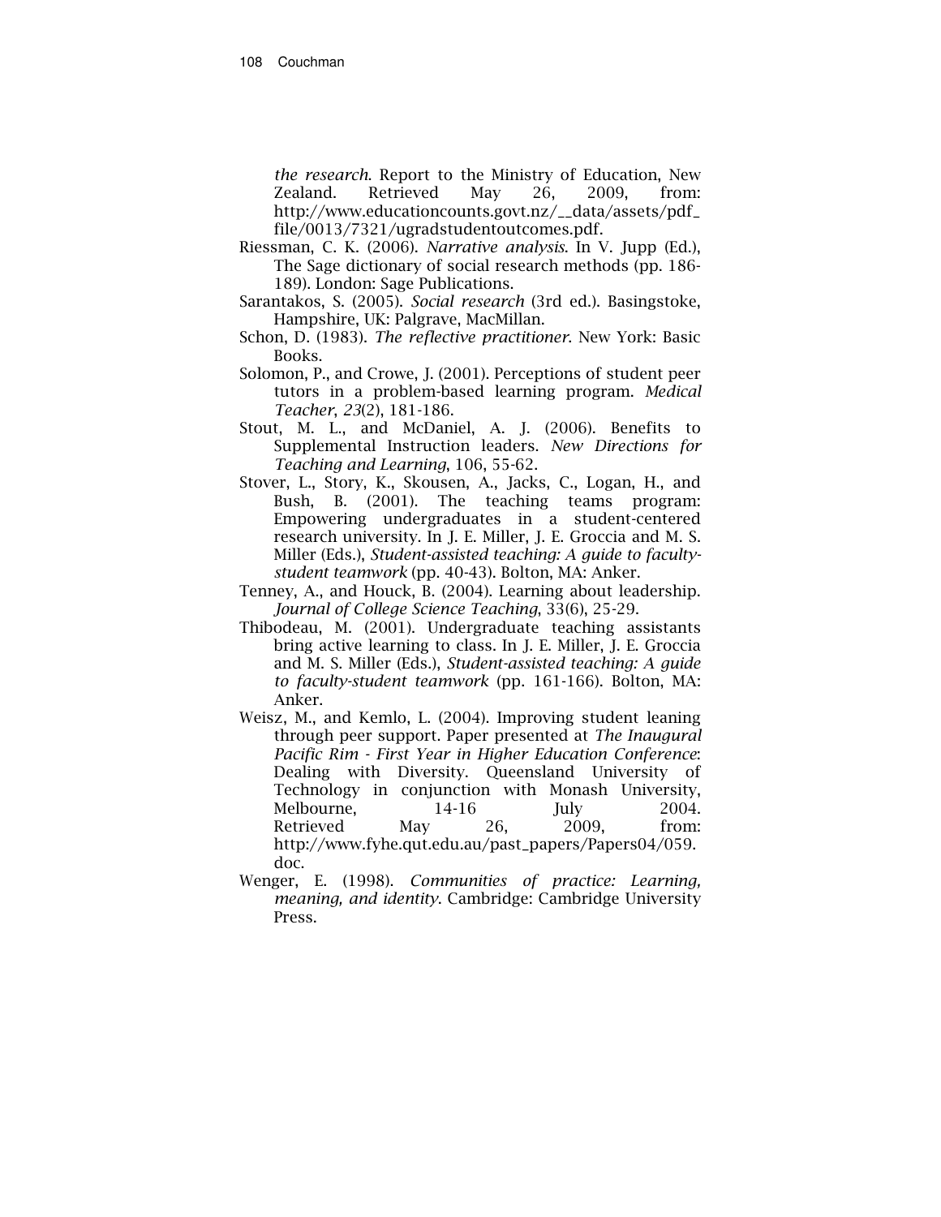*the research*. Report to the Ministry of Education, New Zealand. Retrieved May 26, 2009, from: http://www.educationcounts.govt.nz/__data/assets/pdf_file/0013/7321/ugradstudentoutcomes.pdf.

Riessman, C. K. (2006). *Narrative analysis*. In V. Jupp (Ed.), The Sage dictionary of social research methods (pp. 186-189). London: Sage Publications.

Sarantakos, S. (2005). *Social research* (3rd ed.). Basingstoke, Hampshire, UK: Palgrave, MacMillan.

Schon, D. (1983). *The reflective practitioner*. New York: Basic Books.

Solomon, P., and Crowe, J. (2001). Perceptions of student peer tutors in a problem-based learning program. *Medical Teacher*, *23*(2), 181-186.

Stout, M. L., and McDaniel, A. J. (2006). Benefits to Supplemental Instruction leaders. *New Directions for Teaching and Learning*, 106, 55-62.

Stover, L., Story, K., Skousen, A., Jacks, C., Logan, H., and Bush, B. (2001). The teaching teams program: Empowering undergraduates in a student-centered research university. In J. E. Miller, J. E. Groccia and M. S. Miller (Eds.), *Student-assisted teaching: A guide to faculty-student teamwork* (pp. 40-43). Bolton, MA: Anker.

Tenney, A., and Houck, B. (2004). Learning about leadership. *Journal of College Science Teaching*, 33(6), 25-29.

Thibodeau, M. (2001). Undergraduate teaching assistants bring active learning to class. In J. E. Miller, J. E. Groccia and M. S. Miller (Eds.), *Student-assisted teaching: A guide to faculty-student teamwork* (pp. 161-166). Bolton, MA: Anker.

Weisz, M., and Kemlo, L. (2004). Improving student leaning through peer support. Paper presented at *The Inaugural Pacific Rim - First Year in Higher Education Conference*: Dealing with Diversity. Queensland University of Technology in conjunction with Monash University, Melbourne, 14-16 July 2004. Retrieved May 26, 2009, from: http://www.fyhe.qut.edu.au/past_papers/Papers04/059.doc.

Wenger, E. (1998). *Communities of practice: Learning, meaning, and identity*. Cambridge: Cambridge University Press.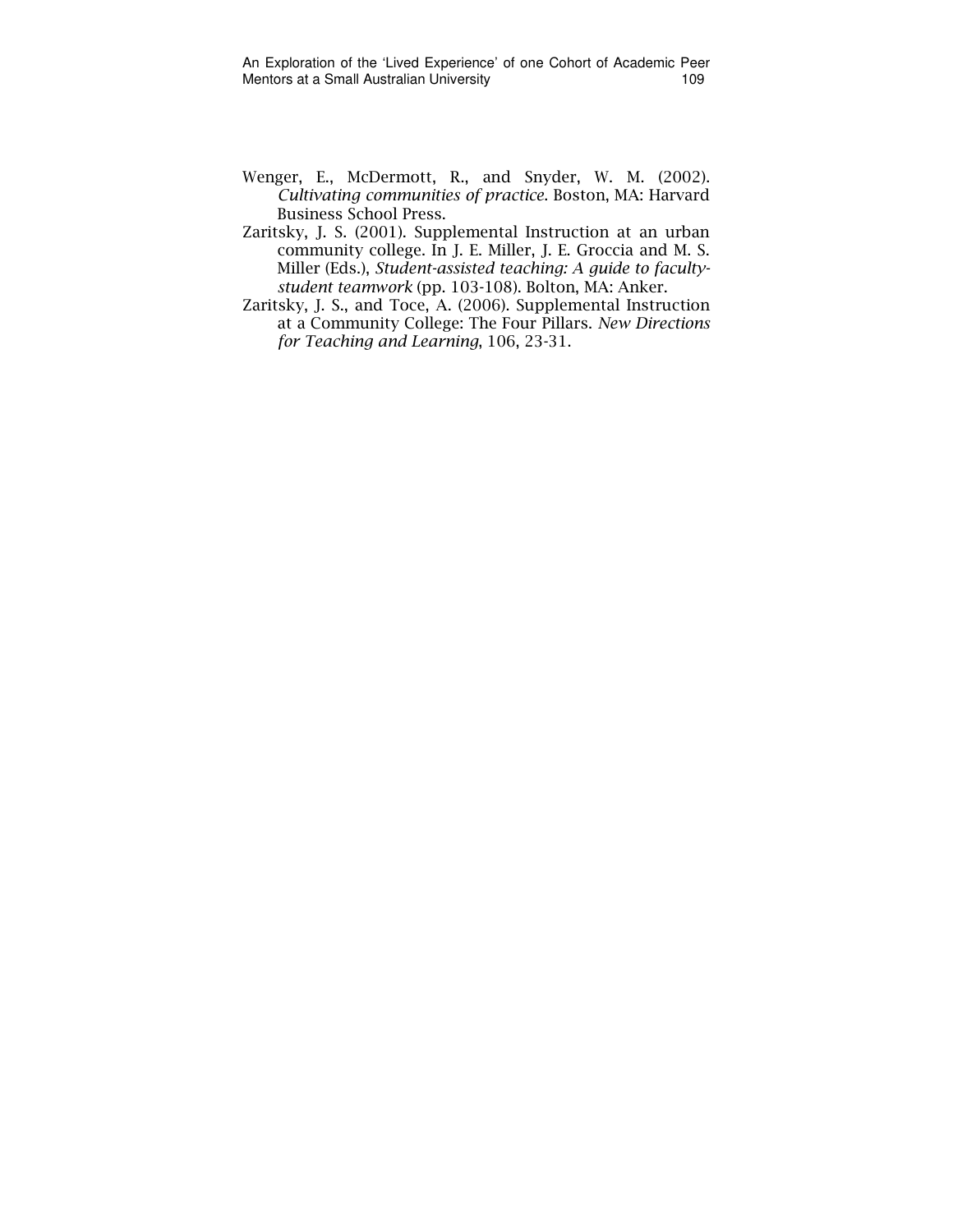Wenger, E., McDermott, R., and Snyder, W. M. (2002). *Cultivating communities of practice*. Boston, MA: Harvard Business School Press.

Zaritsky, J. S. (2001). Supplemental Instruction at an urban community college. In J. E. Miller, J. E. Groccia and M. S. Miller (Eds.), *Student-assisted teaching: A guide to faculty-student teamwork* (pp. 103-108). Bolton, MA: Anker.

Zaritsky, J. S., and Toce, A. (2006). Supplemental Instruction at a Community College: The Four Pillars. *New Directions for Teaching and Learning*, 106, 23-31.